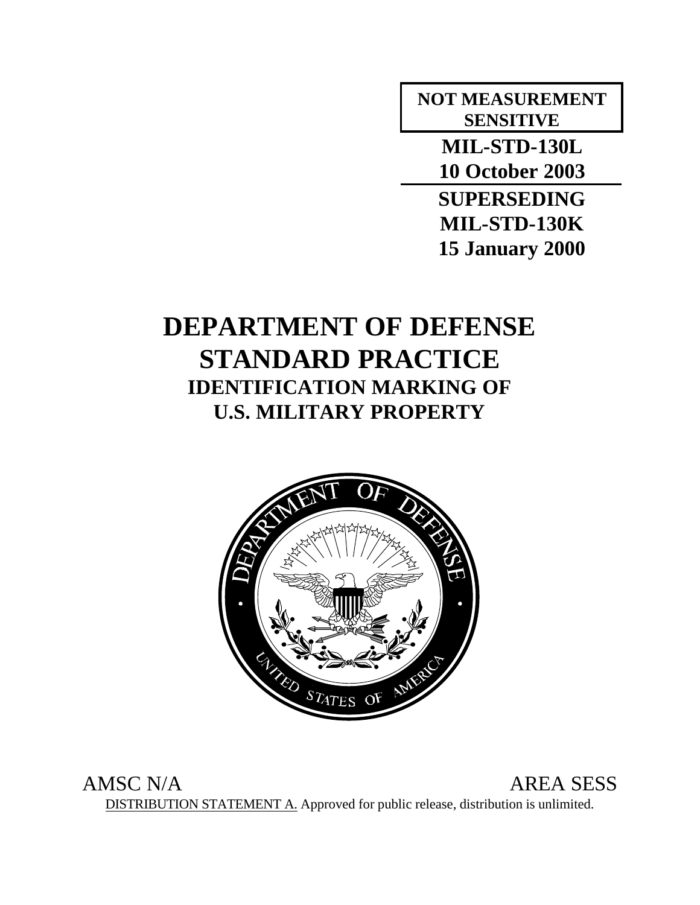**NOT MEASUREMENT SENSITIVE**

**MIL-STD-130L**
**10 October 2003**

**SUPERSEDING**
**MIL-STD-130K**
**15 January 2000**

# DEPARTMENT OF DEFENSE STANDARD PRACTICE

## IDENTIFICATION MARKING OF U.S. MILITARY PROPERTY

AMSC N/A AREA SESS

DISTRIBUTION STATEMENT A. Approved for public release, distribution is unlimited.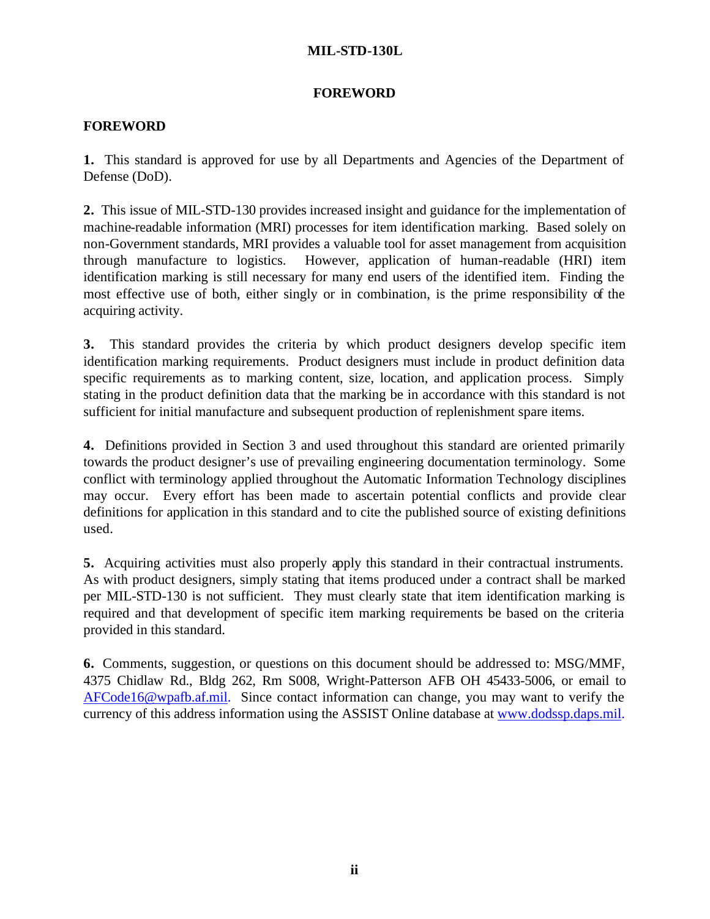# FOREWORD

## FOREWORD

**1.** This standard is approved for use by all Departments and Agencies of the Department of Defense (DoD).

**2.** This issue of MIL-STD-130 provides increased insight and guidance for the implementation of machine-readable information (MRI) processes for item identification marking. Based solely on non-Government standards, MRI provides a valuable tool for asset management from acquisition through manufacture to logistics. However, application of human-readable (HRI) item identification marking is still necessary for many end users of the identified item. Finding the most effective use of both, either singly or in combination, is the prime responsibility of the acquiring activity.

**3.** This standard provides the criteria by which product designers develop specific item identification marking requirements. Product designers must include in product definition data specific requirements as to marking content, size, location, and application process. Simply stating in the product definition data that the marking be in accordance with this standard is not sufficient for initial manufacture and subsequent production of replenishment spare items.

**4.** Definitions provided in Section 3 and used throughout this standard are oriented primarily towards the product designer's use of prevailing engineering documentation terminology. Some conflict with terminology applied throughout the Automatic Information Technology disciplines may occur. Every effort has been made to ascertain potential conflicts and provide clear definitions for application in this standard and to cite the published source of existing definitions used.

**5.** Acquiring activities must also properly apply this standard in their contractual instruments. As with product designers, simply stating that items produced under a contract shall be marked per MIL-STD-130 is not sufficient. They must clearly state that item identification marking is required and that development of specific item marking requirements be based on the criteria provided in this standard.

**6.** Comments, suggestion, or questions on this document should be addressed to: MSG/MMF, 4375 Chidlaw Rd., Bldg 262, Rm S008, Wright-Patterson AFB OH 45433-5006, or email to AFCode16@wpafb.af.mil. Since contact information can change, you may want to verify the currency of this address information using the ASSIST Online database at www.dodssp.daps.mil.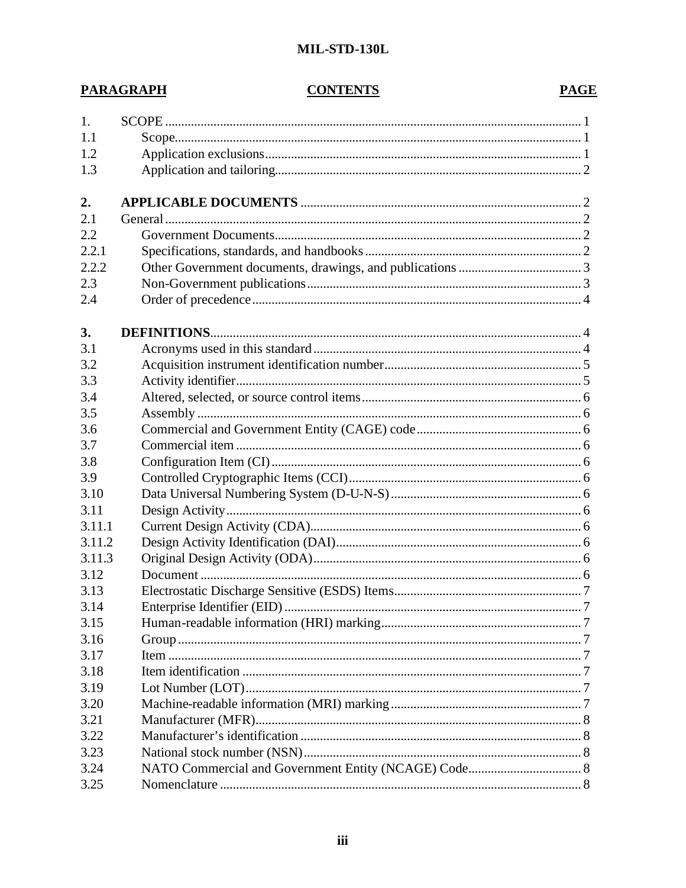| PARAGRAPH | CONTENTS | PAGE |
|---|---|---|
| 1. | SCOPE | 1 |
| 1.1 | Scope | 1 |
| 1.2 | Application exclusions | 1 |
| 1.3 | Application and tailoring | 2 |
| **2.** | **APPLICABLE DOCUMENTS** | 2 |
| 2.1 | General | 2 |
| 2.2 | Government Documents | 2 |
| 2.2.1 | Specifications, standards, and handbooks | 2 |
| 2.2.2 | Other Government documents, drawings, and publications | 3 |
| 2.3 | Non-Government publications | 3 |
| 2.4 | Order of precedence | 4 |
| **3.** | **DEFINITIONS** | 4 |
| 3.1 | Acronyms used in this standard | 4 |
| 3.2 | Acquisition instrument identification number | 5 |
| 3.3 | Activity identifier | 5 |
| 3.4 | Altered, selected, or source control items | 6 |
| 3.5 | Assembly | 6 |
| 3.6 | Commercial and Government Entity (CAGE) code | 6 |
| 3.7 | Commercial item | 6 |
| 3.8 | Configuration Item (CI) | 6 |
| 3.9 | Controlled Cryptographic Items (CCI) | 6 |
| 3.10 | Data Universal Numbering System (D-U-N-S) | 6 |
| 3.11 | Design Activity | 6 |
| 3.11.1 | Current Design Activity (CDA) | 6 |
| 3.11.2 | Design Activity Identification (DAI) | 6 |
| 3.11.3 | Original Design Activity (ODA) | 6 |
| 3.12 | Document | 6 |
| 3.13 | Electrostatic Discharge Sensitive (ESDS) Items | 7 |
| 3.14 | Enterprise Identifier (EID) | 7 |
| 3.15 | Human-readable information (HRI) marking | 7 |
| 3.16 | Group | 7 |
| 3.17 | Item | 7 |
| 3.18 | Item identification | 7 |
| 3.19 | Lot Number (LOT) | 7 |
| 3.20 | Machine-readable information (MRI) marking | 7 |
| 3.21 | Manufacturer (MFR) | 8 |
| 3.22 | Manufacturer's identification | 8 |
| 3.23 | National stock number (NSN) | 8 |
| 3.24 | NATO Commercial and Government Entity (NCAGE) Code | 8 |
| 3.25 | Nomenclature | 8 |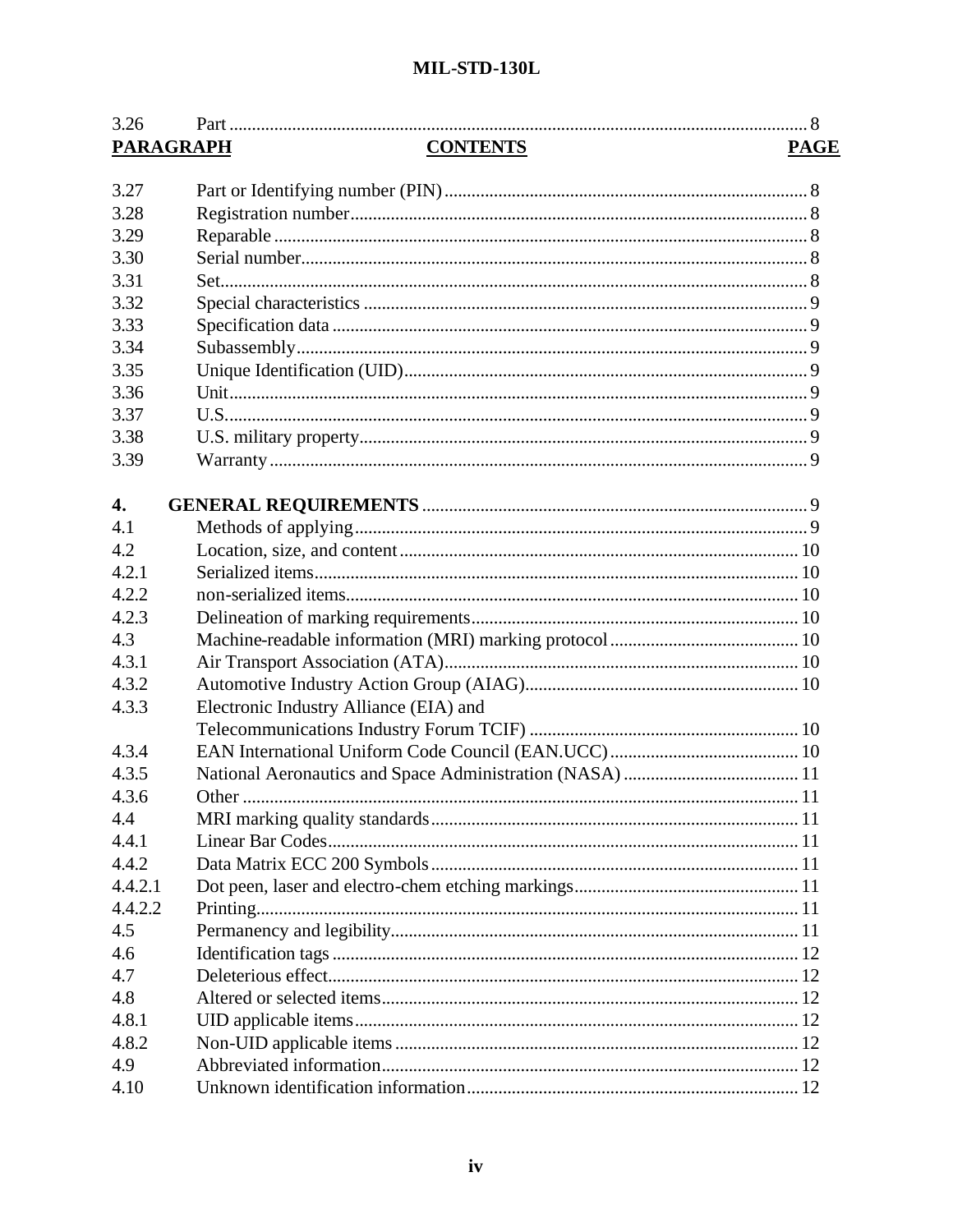| PARAGRAPH | CONTENTS | PAGE |
|---|---|---|
| 3.26 | Part | 8 |
| 3.27 | Part or Identifying number (PIN) | 8 |
| 3.28 | Registration number | 8 |
| 3.29 | Reparable | 8 |
| 3.30 | Serial number | 8 |
| 3.31 | Set | 8 |
| 3.32 | Special characteristics | 9 |
| 3.33 | Specification data | 9 |
| 3.34 | Subassembly | 9 |
| 3.35 | Unique Identification (UID) | 9 |
| 3.36 | Unit | 9 |
| 3.37 | U.S. | 9 |
| 3.38 | U.S. military property | 9 |
| 3.39 | Warranty | 9 |
| **4.** | **GENERAL REQUIREMENTS** | 9 |
| 4.1 | Methods of applying | 9 |
| 4.2 | Location, size, and content | 10 |
| 4.2.1 | Serialized items | 10 |
| 4.2.2 | non-serialized items | 10 |
| 4.2.3 | Delineation of marking requirements | 10 |
| 4.3 | Machine-readable information (MRI) marking protocol | 10 |
| 4.3.1 | Air Transport Association (ATA) | 10 |
| 4.3.2 | Automotive Industry Action Group (AIAG) | 10 |
| 4.3.3 | Electronic Industry Alliance (EIA) and Telecommunications Industry Forum TCIF) | 10 |
| 4.3.4 | EAN International Uniform Code Council (EAN.UCC) | 10 |
| 4.3.5 | National Aeronautics and Space Administration (NASA) | 11 |
| 4.3.6 | Other | 11 |
| 4.4 | MRI marking quality standards | 11 |
| 4.4.1 | Linear Bar Codes | 11 |
| 4.4.2 | Data Matrix ECC 200 Symbols | 11 |
| 4.4.2.1 | Dot peen, laser and electro-chem etching markings | 11 |
| 4.4.2.2 | Printing | 11 |
| 4.5 | Permanency and legibility | 11 |
| 4.6 | Identification tags | 12 |
| 4.7 | Deleterious effect | 12 |
| 4.8 | Altered or selected items | 12 |
| 4.8.1 | UID applicable items | 12 |
| 4.8.2 | Non-UID applicable items | 12 |
| 4.9 | Abbreviated information | 12 |
| 4.10 | Unknown identification information | 12 |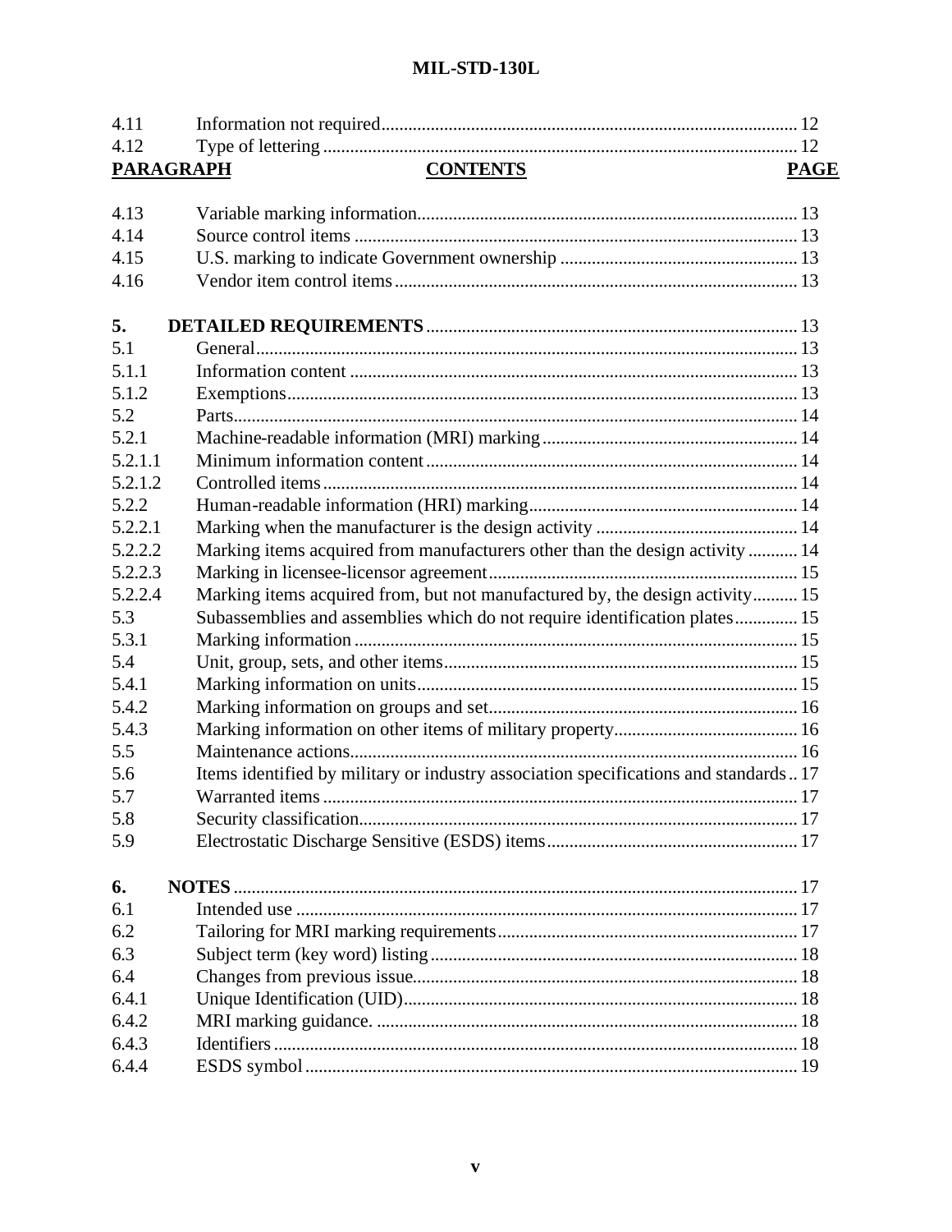| | | |
|---|---|---|
| 4.11 | Information not required | 12 |
| 4.12 | Type of lettering | 12 |

| PARAGRAPH | CONTENTS | PAGE |
|---|---|---|
| 4.13 | Variable marking information | 13 |
| 4.14 | Source control items | 13 |
| 4.15 | U.S. marking to indicate Government ownership | 13 |
| 4.16 | Vendor item control items | 13 |
| | | |
| **5.** | **DETAILED REQUIREMENTS** | 13 |
| 5.1 | General | 13 |
| 5.1.1 | Information content | 13 |
| 5.1.2 | Exemptions | 13 |
| 5.2 | Parts | 14 |
| 5.2.1 | Machine-readable information (MRI) marking | 14 |
| 5.2.1.1 | Minimum information content | 14 |
| 5.2.1.2 | Controlled items | 14 |
| 5.2.2 | Human-readable information (HRI) marking | 14 |
| 5.2.2.1 | Marking when the manufacturer is the design activity | 14 |
| 5.2.2.2 | Marking items acquired from manufacturers other than the design activity | 14 |
| 5.2.2.3 | Marking in licensee-licensor agreement | 15 |
| 5.2.2.4 | Marking items acquired from, but not manufactured by, the design activity | 15 |
| 5.3 | Subassemblies and assemblies which do not require identification plates | 15 |
| 5.3.1 | Marking information | 15 |
| 5.4 | Unit, group, sets, and other items | 15 |
| 5.4.1 | Marking information on units | 15 |
| 5.4.2 | Marking information on groups and set | 16 |
| 5.4.3 | Marking information on other items of military property | 16 |
| 5.5 | Maintenance actions | 16 |
| 5.6 | Items identified by military or industry association specifications and standards | 17 |
| 5.7 | Warranted items | 17 |
| 5.8 | Security classification | 17 |
| 5.9 | Electrostatic Discharge Sensitive (ESDS) items | 17 |
| | | |
| **6.** | **NOTES** | 17 |
| 6.1 | Intended use | 17 |
| 6.2 | Tailoring for MRI marking requirements | 17 |
| 6.3 | Subject term (key word) listing | 18 |
| 6.4 | Changes from previous issue | 18 |
| 6.4.1 | Unique Identification (UID) | 18 |
| 6.4.2 | MRI marking guidance. | 18 |
| 6.4.3 | Identifiers | 18 |
| 6.4.4 | ESDS symbol | 19 |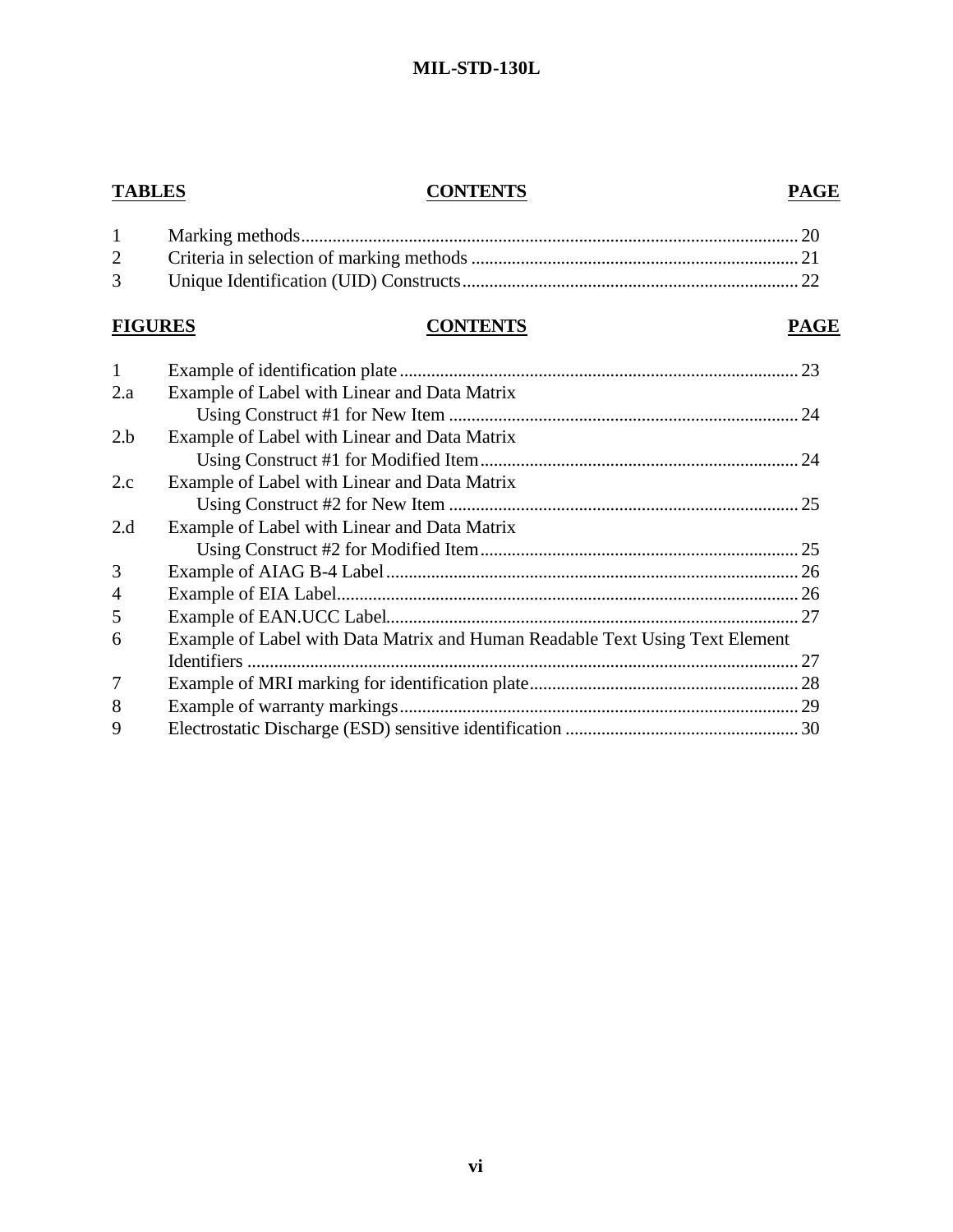| TABLES | CONTENTS | PAGE |
|---|---|---|
| 1 | Marking methods | 20 |
| 2 | Criteria in selection of marking methods | 21 |
| 3 | Unique Identification (UID) Constructs | 22 |

| FIGURES | CONTENTS | PAGE |
|---|---|---|
| 1 | Example of identification plate | 23 |
| 2.a | Example of Label with Linear and Data Matrix Using Construct #1 for New Item | 24 |
| 2.b | Example of Label with Linear and Data Matrix Using Construct #1 for Modified Item | 24 |
| 2.c | Example of Label with Linear and Data Matrix Using Construct #2 for New Item | 25 |
| 2.d | Example of Label with Linear and Data Matrix Using Construct #2 for Modified Item | 25 |
| 3 | Example of AIAG B-4 Label | 26 |
| 4 | Example of EIA Label | 26 |
| 5 | Example of EAN.UCC Label | 27 |
| 6 | Example of Label with Data Matrix and Human Readable Text Using Text Element Identifiers | 27 |
| 7 | Example of MRI marking for identification plate | 28 |
| 8 | Example of warranty markings | 29 |
| 9 | Electrostatic Discharge (ESD) sensitive identification | 30 |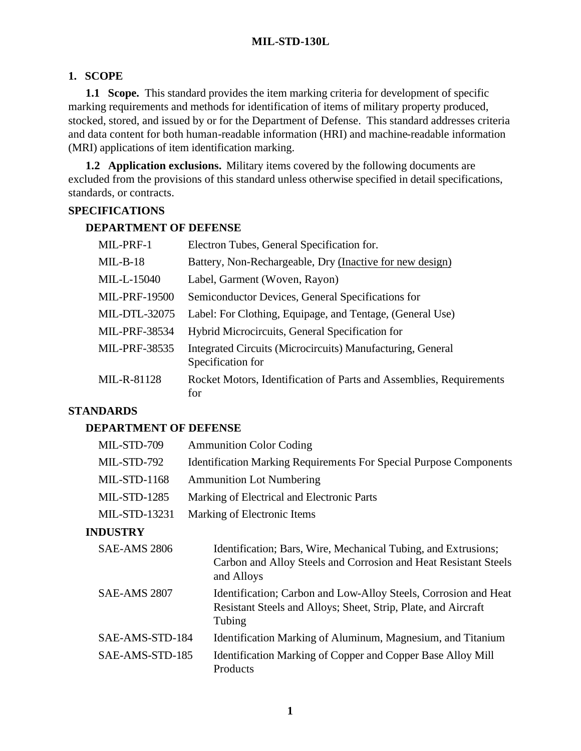## 1. SCOPE

**1.1 Scope.** This standard provides the item marking criteria for development of specific marking requirements and methods for identification of items of military property produced, stocked, stored, and issued by or for the Department of Defense. This standard addresses criteria and data content for both human-readable information (HRI) and machine-readable information (MRI) applications of item identification marking.

**1.2 Application exclusions.** Military items covered by the following documents are excluded from the provisions of this standard unless otherwise specified in detail specifications, standards, or contracts.

**SPECIFICATIONS**

**DEPARTMENT OF DEFENSE**

| | |
|---|---|
| MIL-PRF-1 | Electron Tubes, General Specification for. |
| MIL-B-18 | Battery, Non-Rechargeable, Dry (Inactive for new design) |
| MIL-L-15040 | Label, Garment (Woven, Rayon) |
| MIL-PRF-19500 | Semiconductor Devices, General Specifications for |
| MIL-DTL-32075 | Label: For Clothing, Equipage, and Tentage, (General Use) |
| MIL-PRF-38534 | Hybrid Microcircuits, General Specification for |
| MIL-PRF-38535 | Integrated Circuits (Microcircuits) Manufacturing, General Specification for |
| MIL-R-81128 | Rocket Motors, Identification of Parts and Assemblies, Requirements for |

**STANDARDS**

**DEPARTMENT OF DEFENSE**

| | |
|---|---|
| MIL-STD-709 | Ammunition Color Coding |
| MIL-STD-792 | Identification Marking Requirements For Special Purpose Components |
| MIL-STD-1168 | Ammunition Lot Numbering |
| MIL-STD-1285 | Marking of Electrical and Electronic Parts |
| MIL-STD-13231 | Marking of Electronic Items |

**INDUSTRY**

| | |
|---|---|
| SAE-AMS 2806 | Identification; Bars, Wire, Mechanical Tubing, and Extrusions; Carbon and Alloy Steels and Corrosion and Heat Resistant Steels and Alloys |
| SAE-AMS 2807 | Identification; Carbon and Low-Alloy Steels, Corrosion and Heat Resistant Steels and Alloys; Sheet, Strip, Plate, and Aircraft Tubing |
| SAE-AMS-STD-184 | Identification Marking of Aluminum, Magnesium, and Titanium |
| SAE-AMS-STD-185 | Identification Marking of Copper and Copper Base Alloy Mill Products |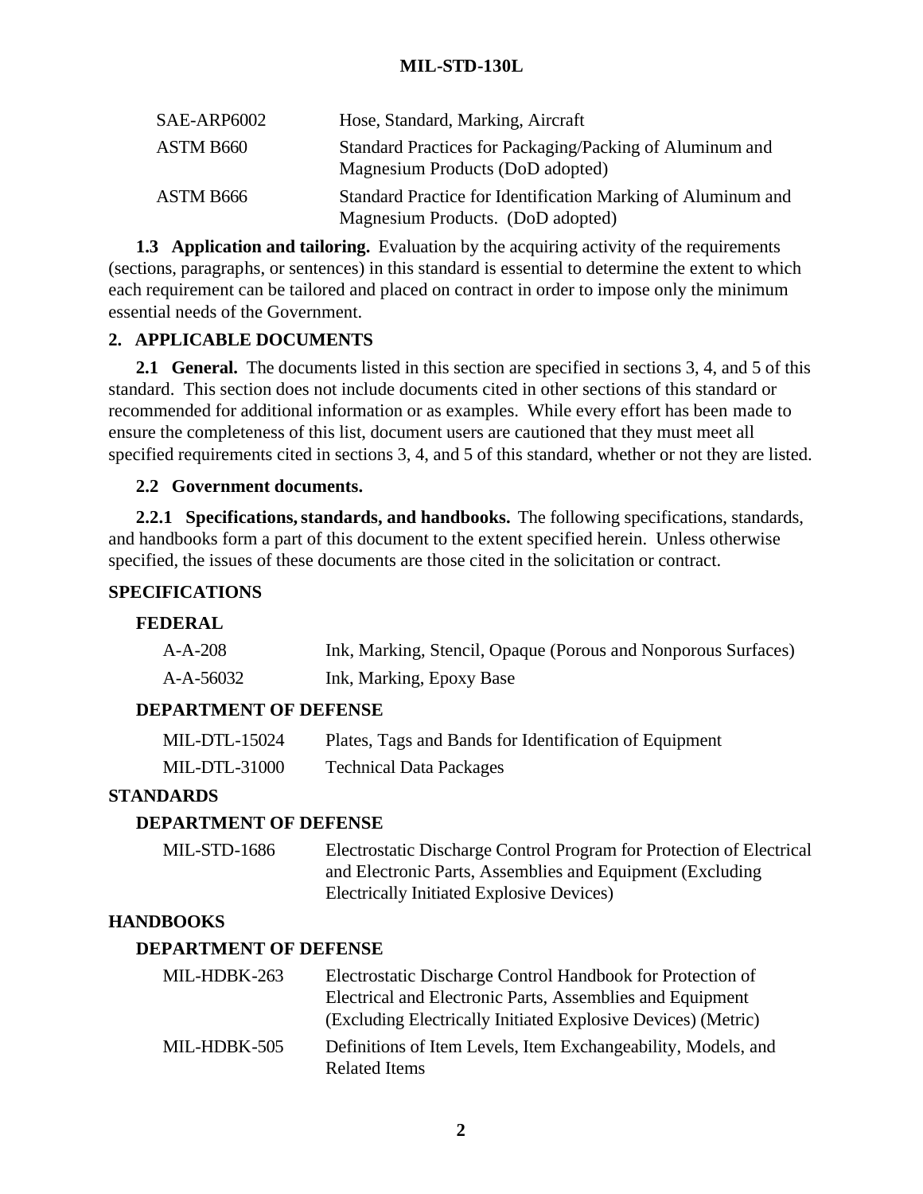| | |
|---|---|
| SAE-ARP6002 | Hose, Standard, Marking, Aircraft |
| ASTM B660 | Standard Practices for Packaging/Packing of Aluminum and Magnesium Products (DoD adopted) |
| ASTM B666 | Standard Practice for Identification Marking of Aluminum and Magnesium Products. (DoD adopted) |

**1.3 Application and tailoring.** Evaluation by the acquiring activity of the requirements (sections, paragraphs, or sentences) in this standard is essential to determine the extent to which each requirement can be tailored and placed on contract in order to impose only the minimum essential needs of the Government.

## 2. APPLICABLE DOCUMENTS

**2.1 General.** The documents listed in this section are specified in sections 3, 4, and 5 of this standard. This section does not include documents cited in other sections of this standard or recommended for additional information or as examples. While every effort has been made to ensure the completeness of this list, document users are cautioned that they must meet all specified requirements cited in sections 3, 4, and 5 of this standard, whether or not they are listed.

**2.2 Government documents.**

**2.2.1 Specifications, standards, and handbooks.** The following specifications, standards, and handbooks form a part of this document to the extent specified herein. Unless otherwise specified, the issues of these documents are those cited in the solicitation or contract.

**SPECIFICATIONS**

**FEDERAL**

| | |
|---|---|
| A-A-208 | Ink, Marking, Stencil, Opaque (Porous and Nonporous Surfaces) |
| A-A-56032 | Ink, Marking, Epoxy Base |

**DEPARTMENT OF DEFENSE**

| | |
|---|---|
| MIL-DTL-15024 | Plates, Tags and Bands for Identification of Equipment |
| MIL-DTL-31000 | Technical Data Packages |

**STANDARDS**

**DEPARTMENT OF DEFENSE**

| | |
|---|---|
| MIL-STD-1686 | Electrostatic Discharge Control Program for Protection of Electrical and Electronic Parts, Assemblies and Equipment (Excluding Electrically Initiated Explosive Devices) |

**HANDBOOKS**

**DEPARTMENT OF DEFENSE**

| | |
|---|---|
| MIL-HDBK-263 | Electrostatic Discharge Control Handbook for Protection of Electrical and Electronic Parts, Assemblies and Equipment (Excluding Electrically Initiated Explosive Devices) (Metric) |
| MIL-HDBK-505 | Definitions of Item Levels, Item Exchangeability, Models, and Related Items |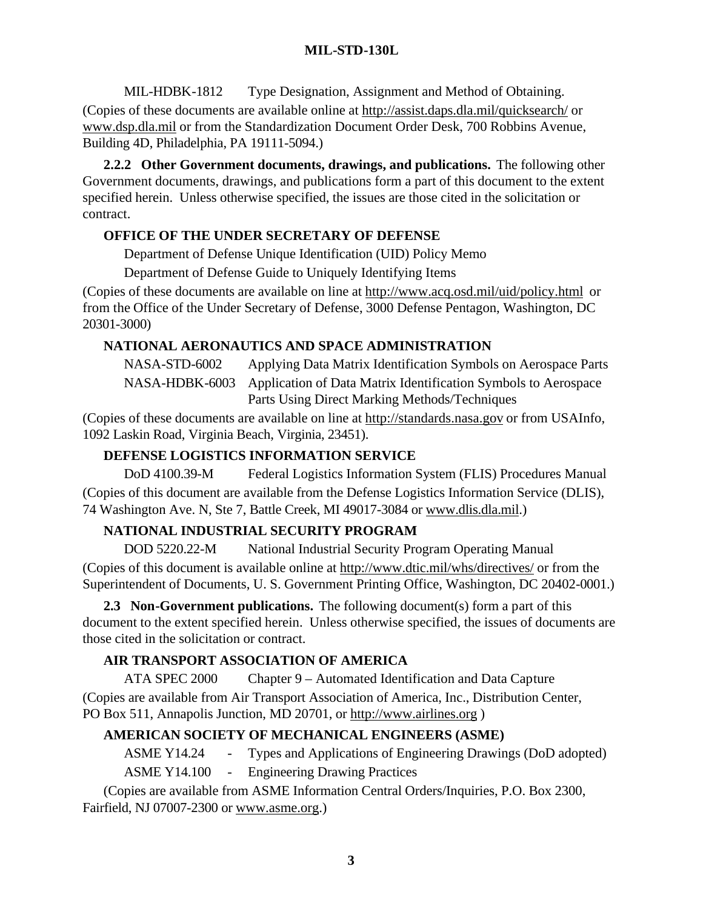MIL-HDBK-1812 Type Designation, Assignment and Method of Obtaining.

(Copies of these documents are available online at http://assist.daps.dla.mil/quicksearch/ or www.dsp.dla.mil or from the Standardization Document Order Desk, 700 Robbins Avenue, Building 4D, Philadelphia, PA 19111-5094.)

**2.2.2 Other Government documents, drawings, and publications.** The following other Government documents, drawings, and publications form a part of this document to the extent specified herein. Unless otherwise specified, the issues are those cited in the solicitation or contract.

**OFFICE OF THE UNDER SECRETARY OF DEFENSE**

Department of Defense Unique Identification (UID) Policy Memo

Department of Defense Guide to Uniquely Identifying Items

(Copies of these documents are available on line at http://www.acq.osd.mil/uid/policy.html or from the Office of the Under Secretary of Defense, 3000 Defense Pentagon, Washington, DC 20301-3000)

**NATIONAL AERONAUTICS AND SPACE ADMINISTRATION**

NASA-STD-6002 Applying Data Matrix Identification Symbols on Aerospace Parts

NASA-HDBK-6003 Application of Data Matrix Identification Symbols to Aerospace Parts Using Direct Marking Methods/Techniques

(Copies of these documents are available on line at http://standards.nasa.gov or from USAInfo, 1092 Laskin Road, Virginia Beach, Virginia, 23451).

**DEFENSE LOGISTICS INFORMATION SERVICE**

DoD 4100.39-M Federal Logistics Information System (FLIS) Procedures Manual

(Copies of this document are available from the Defense Logistics Information Service (DLIS), 74 Washington Ave. N, Ste 7, Battle Creek, MI 49017-3084 or www.dlis.dla.mil.)

**NATIONAL INDUSTRIAL SECURITY PROGRAM**

DOD 5220.22-M National Industrial Security Program Operating Manual

(Copies of this document is available online at http://www.dtic.mil/whs/directives/ or from the Superintendent of Documents, U. S. Government Printing Office, Washington, DC 20402-0001.)

**2.3 Non-Government publications.** The following document(s) form a part of this document to the extent specified herein. Unless otherwise specified, the issues of documents are those cited in the solicitation or contract.

**AIR TRANSPORT ASSOCIATION OF AMERICA**

ATA SPEC 2000 Chapter 9 – Automated Identification and Data Capture

(Copies are available from Air Transport Association of America, Inc., Distribution Center, PO Box 511, Annapolis Junction, MD 20701, or http://www.airlines.org )

**AMERICAN SOCIETY OF MECHANICAL ENGINEERS (ASME)**

ASME Y14.24 - Types and Applications of Engineering Drawings (DoD adopted)

ASME Y14.100 - Engineering Drawing Practices

(Copies are available from ASME Information Central Orders/Inquiries, P.O. Box 2300, Fairfield, NJ 07007-2300 or www.asme.org.)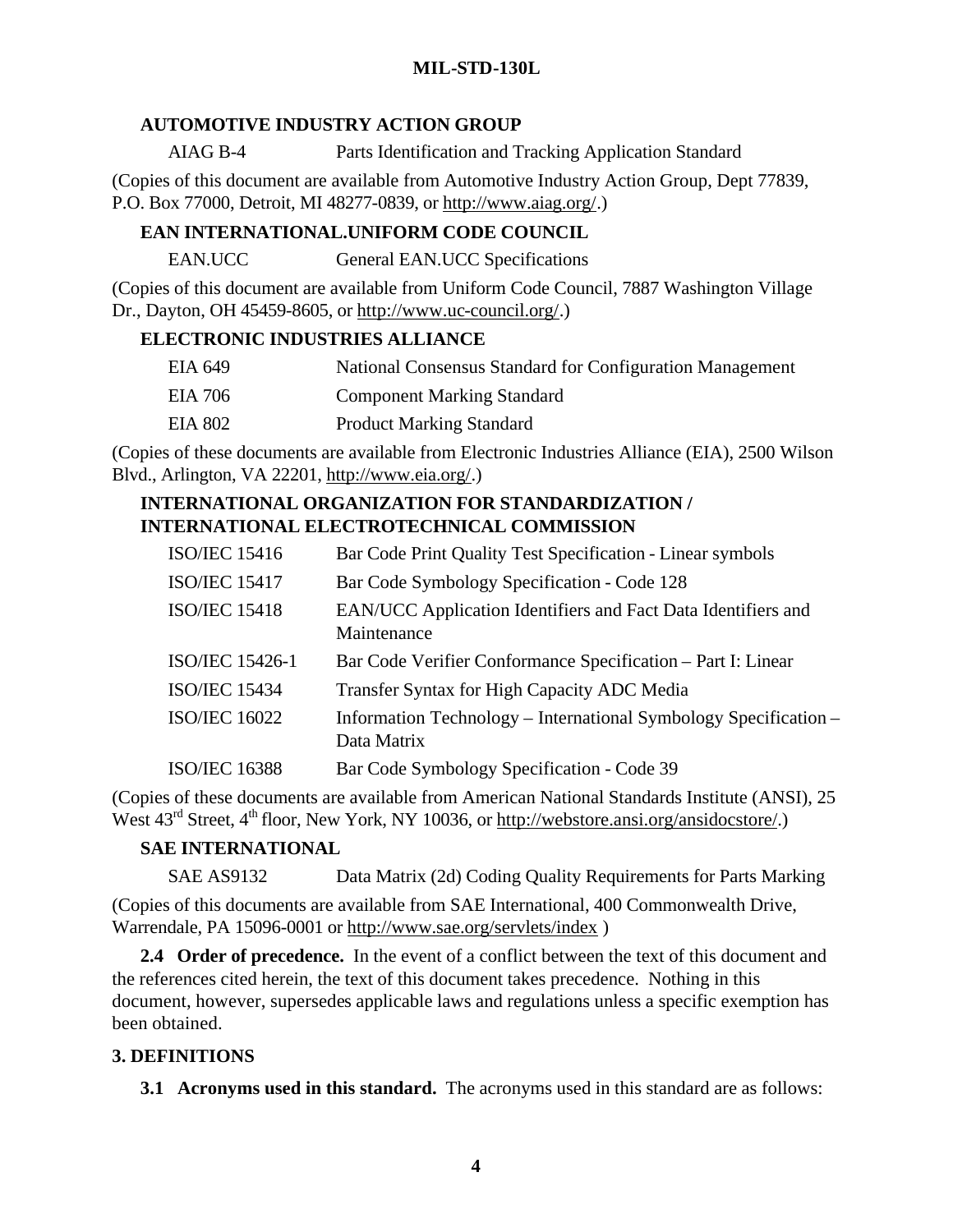**AUTOMOTIVE INDUSTRY ACTION GROUP**

| | |
|---|---|
| AIAG B-4 | Parts Identification and Tracking Application Standard |

(Copies of this document are available from Automotive Industry Action Group, Dept 77839, P.O. Box 77000, Detroit, MI 48277-0839, or http://www.aiag.org/.)

**EAN INTERNATIONAL.UNIFORM CODE COUNCIL**

| | |
|---|---|
| EAN.UCC | General EAN.UCC Specifications |

(Copies of this document are available from Uniform Code Council, 7887 Washington Village Dr., Dayton, OH 45459-8605, or http://www.uc-council.org/.)

**ELECTRONIC INDUSTRIES ALLIANCE**

| | |
|---|---|
| EIA 649 | National Consensus Standard for Configuration Management |
| EIA 706 | Component Marking Standard |
| EIA 802 | Product Marking Standard |

(Copies of these documents are available from Electronic Industries Alliance (EIA), 2500 Wilson Blvd., Arlington, VA 22201, http://www.eia.org/.)

**INTERNATIONAL ORGANIZATION FOR STANDARDIZATION / INTERNATIONAL ELECTROTECHNICAL COMMISSION**

| | |
|---|---|
| ISO/IEC 15416 | Bar Code Print Quality Test Specification - Linear symbols |
| ISO/IEC 15417 | Bar Code Symbology Specification - Code 128 |
| ISO/IEC 15418 | EAN/UCC Application Identifiers and Fact Data Identifiers and Maintenance |
| ISO/IEC 15426-1 | Bar Code Verifier Conformance Specification – Part I: Linear |
| ISO/IEC 15434 | Transfer Syntax for High Capacity ADC Media |
| ISO/IEC 16022 | Information Technology – International Symbology Specification – Data Matrix |
| ISO/IEC 16388 | Bar Code Symbology Specification - Code 39 |

(Copies of these documents are available from American National Standards Institute (ANSI), 25 West 43rd Street, 4th floor, New York, NY 10036, or http://webstore.ansi.org/ansidocstore/.)

**SAE INTERNATIONAL**

| | |
|---|---|
| SAE AS9132 | Data Matrix (2d) Coding Quality Requirements for Parts Marking |

(Copies of this documents are available from SAE International, 400 Commonwealth Drive, Warrendale, PA 15096-0001 or http://www.sae.org/servlets/index )

**2.4 Order of precedence.** In the event of a conflict between the text of this document and the references cited herein, the text of this document takes precedence. Nothing in this document, however, supersedes applicable laws and regulations unless a specific exemption has been obtained.

## 3. DEFINITIONS

**3.1 Acronyms used in this standard.** The acronyms used in this standard are as follows: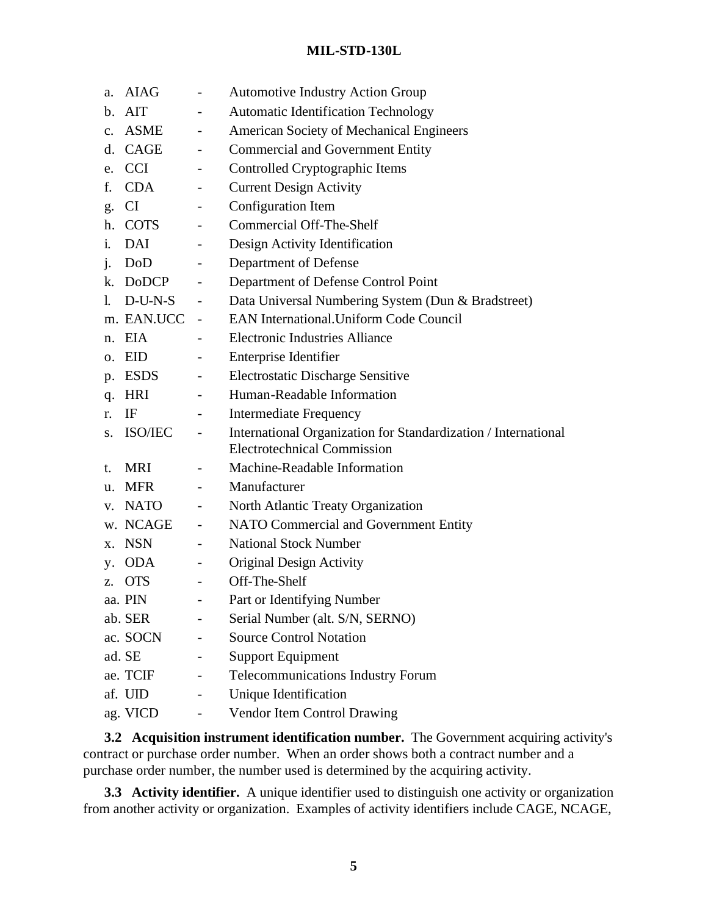a. AIAG - Automotive Industry Action Group
b. AIT - Automatic Identification Technology
c. ASME - American Society of Mechanical Engineers
d. CAGE - Commercial and Government Entity
e. CCI - Controlled Cryptographic Items
f. CDA - Current Design Activity
g. CI - Configuration Item
h. COTS - Commercial Off-The-Shelf
i. DAI - Design Activity Identification
j. DoD - Department of Defense
k. DoDCP - Department of Defense Control Point
l. D-U-N-S - Data Universal Numbering System (Dun & Bradstreet)
m. EAN.UCC - EAN International.Uniform Code Council
n. EIA - Electronic Industries Alliance
o. EID - Enterprise Identifier
p. ESDS - Electrostatic Discharge Sensitive
q. HRI - Human-Readable Information
r. IF - Intermediate Frequency
s. ISO/IEC - International Organization for Standardization / International Electrotechnical Commission
t. MRI - Machine-Readable Information
u. MFR - Manufacturer
v. NATO - North Atlantic Treaty Organization
w. NCAGE - NATO Commercial and Government Entity
x. NSN - National Stock Number
y. ODA - Original Design Activity
z. OTS - Off-The-Shelf
aa. PIN - Part or Identifying Number
ab. SER - Serial Number (alt. S/N, SERNO)
ac. SOCN - Source Control Notation
ad. SE - Support Equipment
ae. TCIF - Telecommunications Industry Forum
af. UID - Unique Identification
ag. VICD - Vendor Item Control Drawing

**3.2 Acquisition instrument identification number.** The Government acquiring activity's contract or purchase order number. When an order shows both a contract number and a purchase order number, the number used is determined by the acquiring activity.

**3.3 Activity identifier.** A unique identifier used to distinguish one activity or organization from another activity or organization. Examples of activity identifiers include CAGE, NCAGE,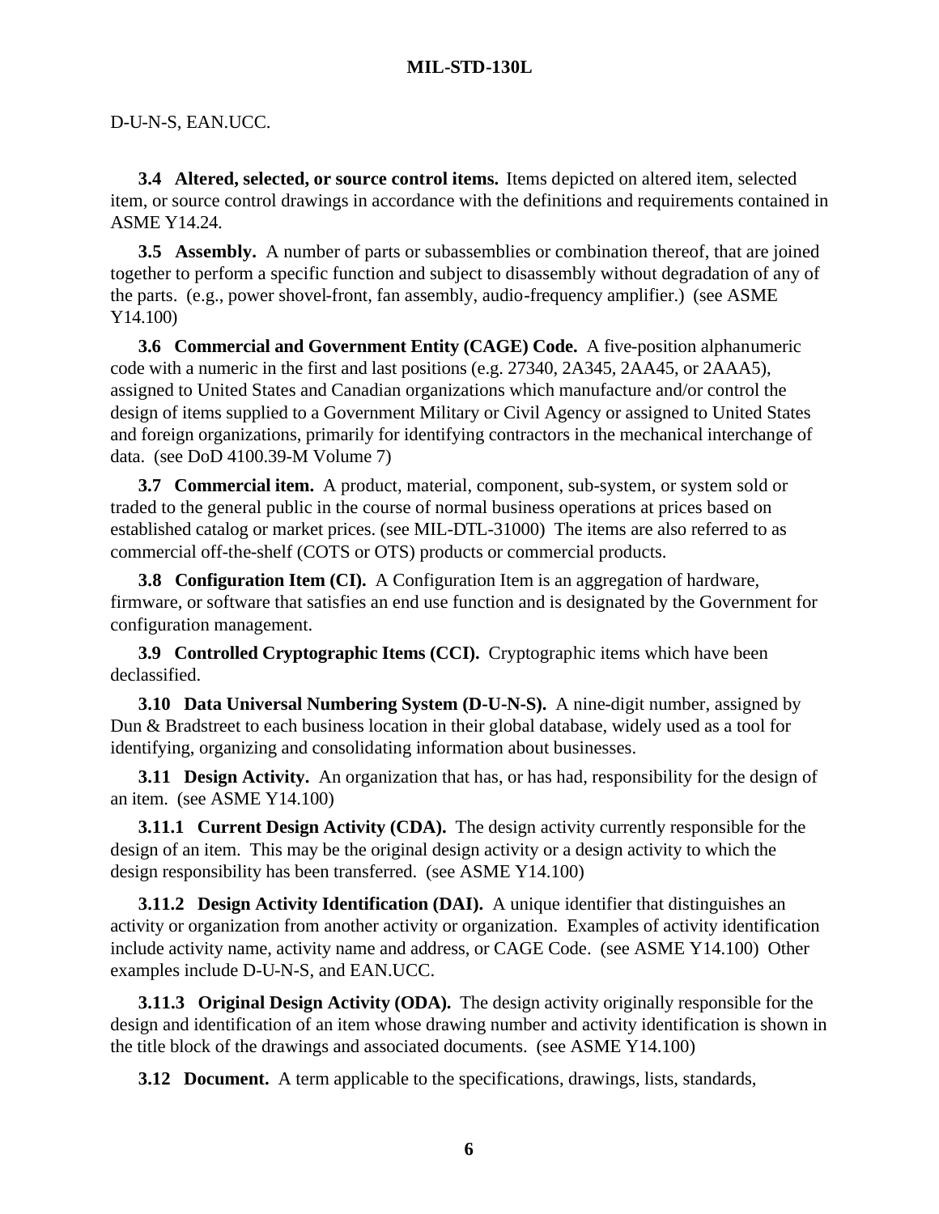D-U-N-S, EAN.UCC.

**3.4 Altered, selected, or source control items.** Items depicted on altered item, selected item, or source control drawings in accordance with the definitions and requirements contained in ASME Y14.24.

**3.5 Assembly.** A number of parts or subassemblies or combination thereof, that are joined together to perform a specific function and subject to disassembly without degradation of any of the parts. (e.g., power shovel-front, fan assembly, audio-frequency amplifier.) (see ASME Y14.100)

**3.6 Commercial and Government Entity (CAGE) Code.** A five-position alphanumeric code with a numeric in the first and last positions (e.g. 27340, 2A345, 2AA45, or 2AAA5), assigned to United States and Canadian organizations which manufacture and/or control the design of items supplied to a Government Military or Civil Agency or assigned to United States and foreign organizations, primarily for identifying contractors in the mechanical interchange of data. (see DoD 4100.39-M Volume 7)

**3.7 Commercial item.** A product, material, component, sub-system, or system sold or traded to the general public in the course of normal business operations at prices based on established catalog or market prices. (see MIL-DTL-31000) The items are also referred to as commercial off-the-shelf (COTS or OTS) products or commercial products.

**3.8 Configuration Item (CI).** A Configuration Item is an aggregation of hardware, firmware, or software that satisfies an end use function and is designated by the Government for configuration management.

**3.9 Controlled Cryptographic Items (CCI).** Cryptographic items which have been declassified.

**3.10 Data Universal Numbering System (D-U-N-S).** A nine-digit number, assigned by Dun & Bradstreet to each business location in their global database, widely used as a tool for identifying, organizing and consolidating information about businesses.

**3.11 Design Activity.** An organization that has, or has had, responsibility for the design of an item. (see ASME Y14.100)

**3.11.1 Current Design Activity (CDA).** The design activity currently responsible for the design of an item. This may be the original design activity or a design activity to which the design responsibility has been transferred. (see ASME Y14.100)

**3.11.2 Design Activity Identification (DAI).** A unique identifier that distinguishes an activity or organization from another activity or organization. Examples of activity identification include activity name, activity name and address, or CAGE Code. (see ASME Y14.100) Other examples include D-U-N-S, and EAN.UCC.

**3.11.3 Original Design Activity (ODA).** The design activity originally responsible for the design and identification of an item whose drawing number and activity identification is shown in the title block of the drawings and associated documents. (see ASME Y14.100)

**3.12 Document.** A term applicable to the specifications, drawings, lists, standards,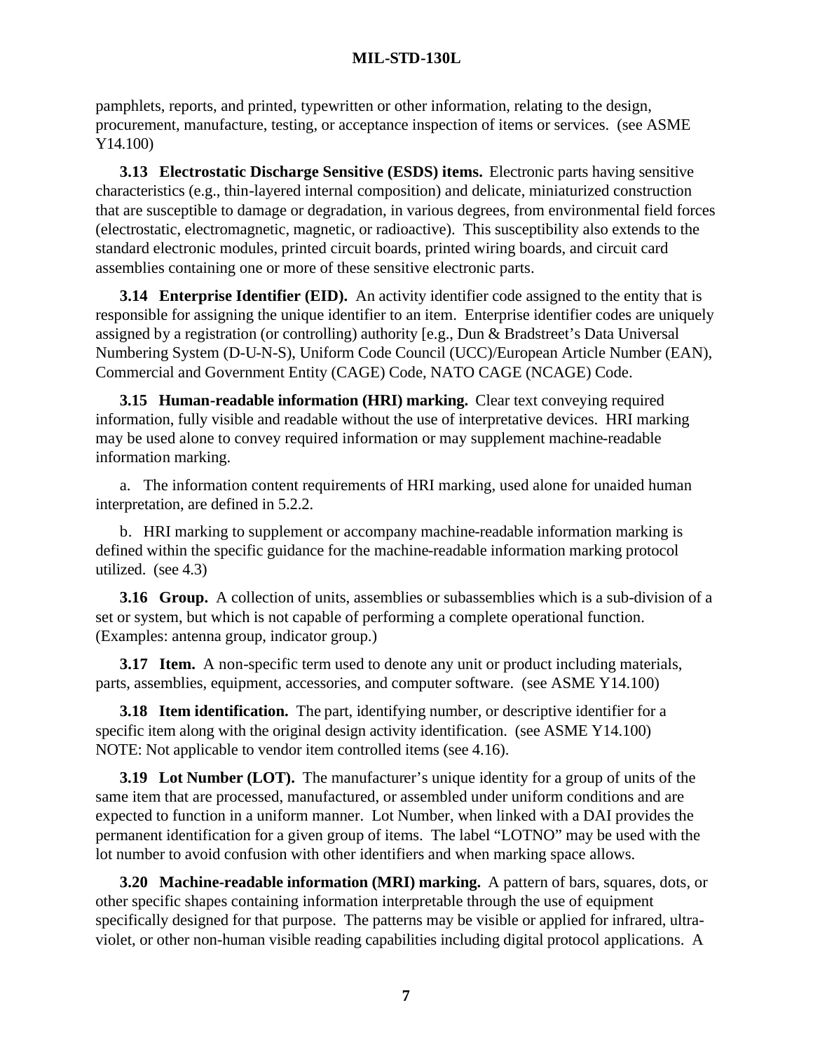pamphlets, reports, and printed, typewritten or other information, relating to the design, procurement, manufacture, testing, or acceptance inspection of items or services. (see ASME Y14.100)

**3.13 Electrostatic Discharge Sensitive (ESDS) items.** Electronic parts having sensitive characteristics (e.g., thin-layered internal composition) and delicate, miniaturized construction that are susceptible to damage or degradation, in various degrees, from environmental field forces (electrostatic, electromagnetic, magnetic, or radioactive). This susceptibility also extends to the standard electronic modules, printed circuit boards, printed wiring boards, and circuit card assemblies containing one or more of these sensitive electronic parts.

**3.14 Enterprise Identifier (EID).** An activity identifier code assigned to the entity that is responsible for assigning the unique identifier to an item. Enterprise identifier codes are uniquely assigned by a registration (or controlling) authority [e.g., Dun & Bradstreet's Data Universal Numbering System (D-U-N-S), Uniform Code Council (UCC)/European Article Number (EAN), Commercial and Government Entity (CAGE) Code, NATO CAGE (NCAGE) Code.

**3.15 Human-readable information (HRI) marking.** Clear text conveying required information, fully visible and readable without the use of interpretative devices. HRI marking may be used alone to convey required information or may supplement machine-readable information marking.

a. The information content requirements of HRI marking, used alone for unaided human interpretation, are defined in 5.2.2.

b. HRI marking to supplement or accompany machine-readable information marking is defined within the specific guidance for the machine-readable information marking protocol utilized. (see 4.3)

**3.16 Group.** A collection of units, assemblies or subassemblies which is a sub-division of a set or system, but which is not capable of performing a complete operational function. (Examples: antenna group, indicator group.)

**3.17 Item.** A non-specific term used to denote any unit or product including materials, parts, assemblies, equipment, accessories, and computer software. (see ASME Y14.100)

**3.18 Item identification.** The part, identifying number, or descriptive identifier for a specific item along with the original design activity identification. (see ASME Y14.100) NOTE: Not applicable to vendor item controlled items (see 4.16).

**3.19 Lot Number (LOT).** The manufacturer's unique identity for a group of units of the same item that are processed, manufactured, or assembled under uniform conditions and are expected to function in a uniform manner. Lot Number, when linked with a DAI provides the permanent identification for a given group of items. The label "LOTNO" may be used with the lot number to avoid confusion with other identifiers and when marking space allows.

**3.20 Machine-readable information (MRI) marking.** A pattern of bars, squares, dots, or other specific shapes containing information interpretable through the use of equipment specifically designed for that purpose. The patterns may be visible or applied for infrared, ultra-violet, or other non-human visible reading capabilities including digital protocol applications. A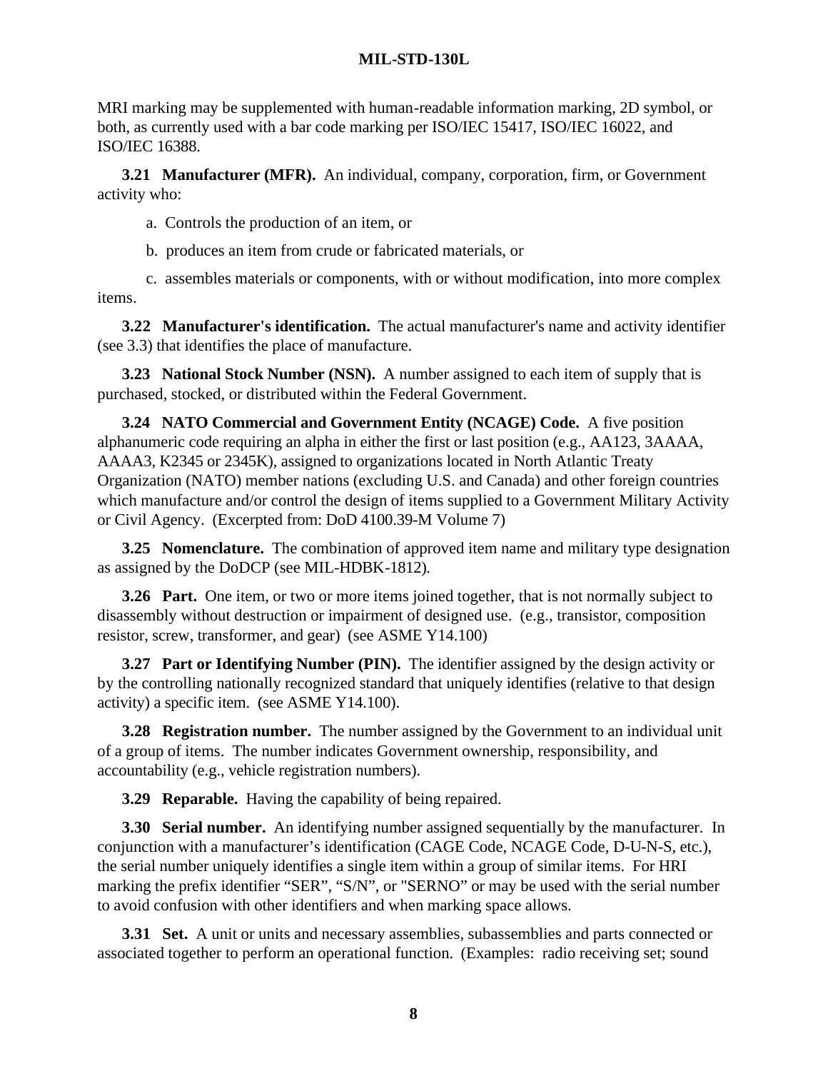MRI marking may be supplemented with human-readable information marking, 2D symbol, or both, as currently used with a bar code marking per ISO/IEC 15417, ISO/IEC 16022, and ISO/IEC 16388.

**3.21 Manufacturer (MFR).** An individual, company, corporation, firm, or Government activity who:

a. Controls the production of an item, or

b. produces an item from crude or fabricated materials, or

c. assembles materials or components, with or without modification, into more complex items.

**3.22 Manufacturer's identification.** The actual manufacturer's name and activity identifier (see 3.3) that identifies the place of manufacture.

**3.23 National Stock Number (NSN).** A number assigned to each item of supply that is purchased, stocked, or distributed within the Federal Government.

**3.24 NATO Commercial and Government Entity (NCAGE) Code.** A five position alphanumeric code requiring an alpha in either the first or last position (e.g., AA123, 3AAAA, AAAA3, K2345 or 2345K), assigned to organizations located in North Atlantic Treaty Organization (NATO) member nations (excluding U.S. and Canada) and other foreign countries which manufacture and/or control the design of items supplied to a Government Military Activity or Civil Agency. (Excerpted from: DoD 4100.39-M Volume 7)

**3.25 Nomenclature.** The combination of approved item name and military type designation as assigned by the DoDCP (see MIL-HDBK-1812).

**3.26 Part.** One item, or two or more items joined together, that is not normally subject to disassembly without destruction or impairment of designed use. (e.g., transistor, composition resistor, screw, transformer, and gear) (see ASME Y14.100)

**3.27 Part or Identifying Number (PIN).** The identifier assigned by the design activity or by the controlling nationally recognized standard that uniquely identifies (relative to that design activity) a specific item. (see ASME Y14.100).

**3.28 Registration number.** The number assigned by the Government to an individual unit of a group of items. The number indicates Government ownership, responsibility, and accountability (e.g., vehicle registration numbers).

**3.29 Reparable.** Having the capability of being repaired.

**3.30 Serial number.** An identifying number assigned sequentially by the manufacturer. In conjunction with a manufacturer's identification (CAGE Code, NCAGE Code, D-U-N-S, etc.), the serial number uniquely identifies a single item within a group of similar items. For HRI marking the prefix identifier "SER", "S/N", or "SERNO" or may be used with the serial number to avoid confusion with other identifiers and when marking space allows.

**3.31 Set.** A unit or units and necessary assemblies, subassemblies and parts connected or associated together to perform an operational function. (Examples: radio receiving set; sound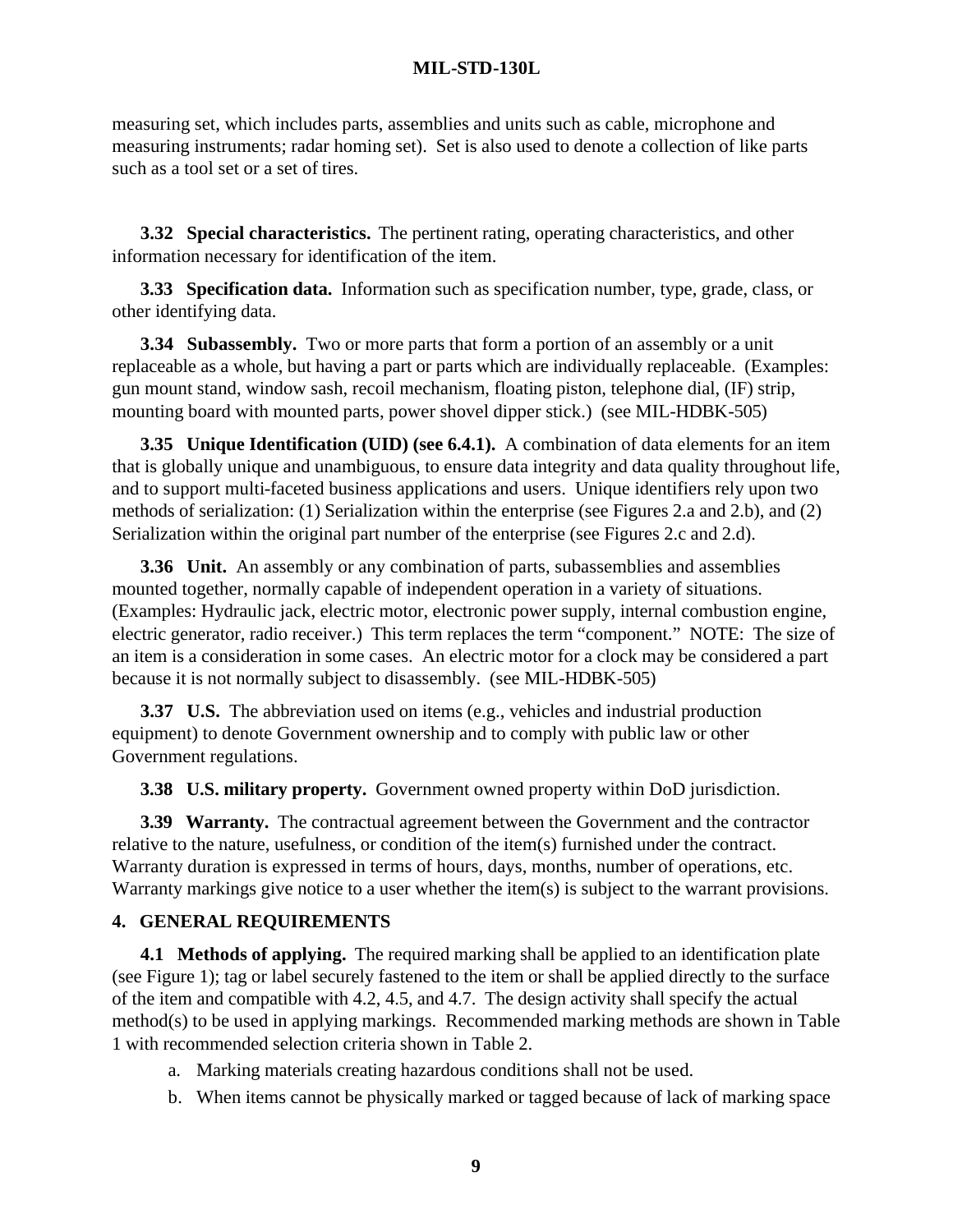measuring set, which includes parts, assemblies and units such as cable, microphone and measuring instruments; radar homing set). Set is also used to denote a collection of like parts such as a tool set or a set of tires.

**3.32 Special characteristics.** The pertinent rating, operating characteristics, and other information necessary for identification of the item.

**3.33 Specification data.** Information such as specification number, type, grade, class, or other identifying data.

**3.34 Subassembly.** Two or more parts that form a portion of an assembly or a unit replaceable as a whole, but having a part or parts which are individually replaceable. (Examples: gun mount stand, window sash, recoil mechanism, floating piston, telephone dial, (IF) strip, mounting board with mounted parts, power shovel dipper stick.) (see MIL-HDBK-505)

**3.35 Unique Identification (UID) (see 6.4.1).** A combination of data elements for an item that is globally unique and unambiguous, to ensure data integrity and data quality throughout life, and to support multi-faceted business applications and users. Unique identifiers rely upon two methods of serialization: (1) Serialization within the enterprise (see Figures 2.a and 2.b), and (2) Serialization within the original part number of the enterprise (see Figures 2.c and 2.d).

**3.36 Unit.** An assembly or any combination of parts, subassemblies and assemblies mounted together, normally capable of independent operation in a variety of situations. (Examples: Hydraulic jack, electric motor, electronic power supply, internal combustion engine, electric generator, radio receiver.) This term replaces the term "component." NOTE: The size of an item is a consideration in some cases. An electric motor for a clock may be considered a part because it is not normally subject to disassembly. (see MIL-HDBK-505)

**3.37 U.S.** The abbreviation used on items (e.g., vehicles and industrial production equipment) to denote Government ownership and to comply with public law or other Government regulations.

**3.38 U.S. military property.** Government owned property within DoD jurisdiction.

**3.39 Warranty.** The contractual agreement between the Government and the contractor relative to the nature, usefulness, or condition of the item(s) furnished under the contract. Warranty duration is expressed in terms of hours, days, months, number of operations, etc. Warranty markings give notice to a user whether the item(s) is subject to the warrant provisions.

## 4. GENERAL REQUIREMENTS

**4.1 Methods of applying.** The required marking shall be applied to an identification plate (see Figure 1); tag or label securely fastened to the item or shall be applied directly to the surface of the item and compatible with 4.2, 4.5, and 4.7. The design activity shall specify the actual method(s) to be used in applying markings. Recommended marking methods are shown in Table 1 with recommended selection criteria shown in Table 2.

a. Marking materials creating hazardous conditions shall not be used.

b. When items cannot be physically marked or tagged because of lack of marking space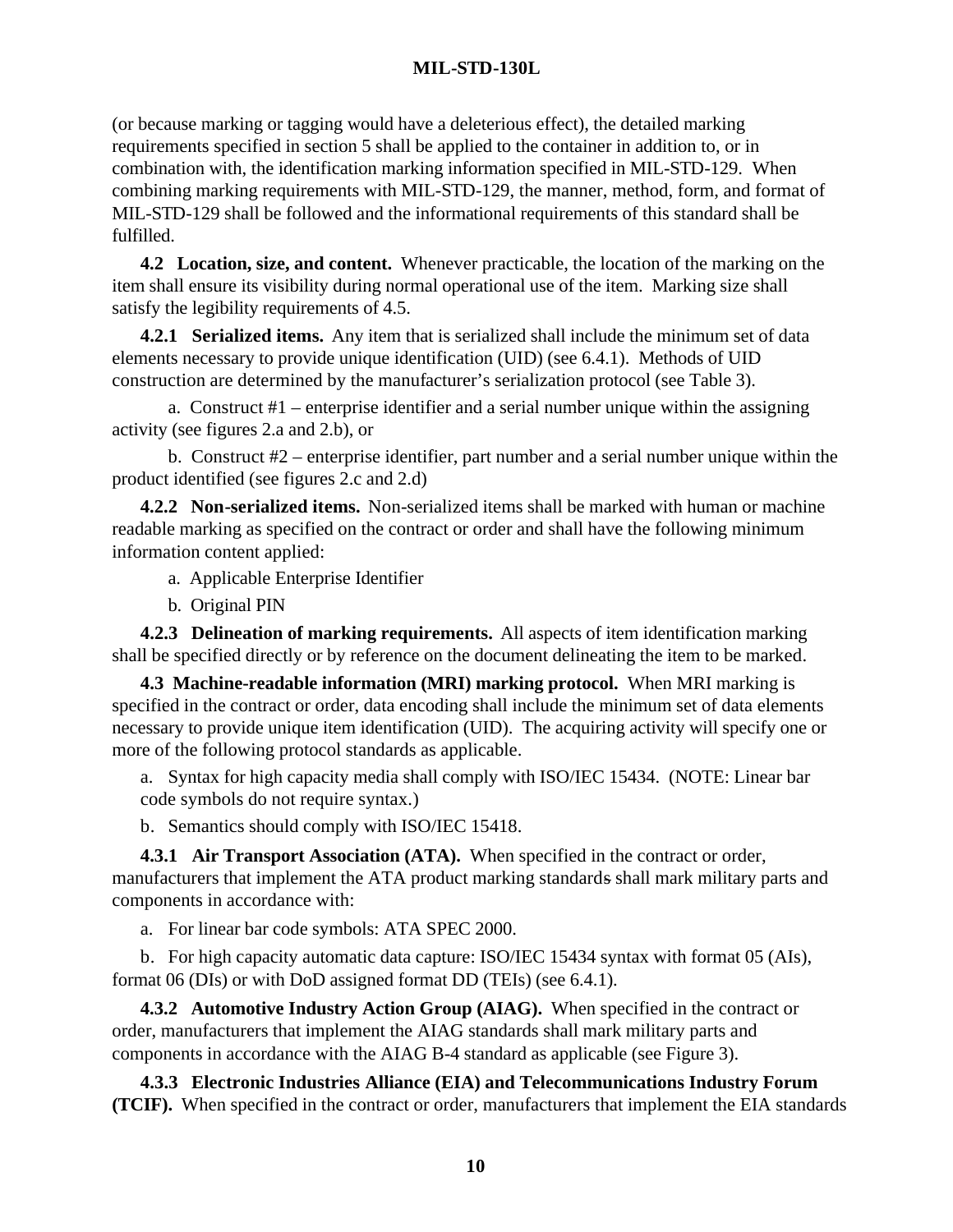(or because marking or tagging would have a deleterious effect), the detailed marking requirements specified in section 5 shall be applied to the container in addition to, or in combination with, the identification marking information specified in MIL-STD-129. When combining marking requirements with MIL-STD-129, the manner, method, form, and format of MIL-STD-129 shall be followed and the informational requirements of this standard shall be fulfilled.

**4.2 Location, size, and content.** Whenever practicable, the location of the marking on the item shall ensure its visibility during normal operational use of the item. Marking size shall satisfy the legibility requirements of 4.5.

**4.2.1 Serialized items.** Any item that is serialized shall include the minimum set of data elements necessary to provide unique identification (UID) (see 6.4.1). Methods of UID construction are determined by the manufacturer's serialization protocol (see Table 3).

a. Construct #1 – enterprise identifier and a serial number unique within the assigning activity (see figures 2.a and 2.b), or

b. Construct #2 – enterprise identifier, part number and a serial number unique within the product identified (see figures 2.c and 2.d)

**4.2.2 Non-serialized items.** Non-serialized items shall be marked with human or machine readable marking as specified on the contract or order and shall have the following minimum information content applied:

a. Applicable Enterprise Identifier

b. Original PIN

**4.2.3 Delineation of marking requirements.** All aspects of item identification marking shall be specified directly or by reference on the document delineating the item to be marked.

**4.3 Machine-readable information (MRI) marking protocol.** When MRI marking is specified in the contract or order, data encoding shall include the minimum set of data elements necessary to provide unique item identification (UID). The acquiring activity will specify one or more of the following protocol standards as applicable.

a. Syntax for high capacity media shall comply with ISO/IEC 15434. (NOTE: Linear bar code symbols do not require syntax.)

b. Semantics should comply with ISO/IEC 15418.

**4.3.1 Air Transport Association (ATA).** When specified in the contract or order, manufacturers that implement the ATA product marking standards shall mark military parts and components in accordance with:

a. For linear bar code symbols: ATA SPEC 2000.

b. For high capacity automatic data capture: ISO/IEC 15434 syntax with format 05 (AIs), format 06 (DIs) or with DoD assigned format DD (TEIs) (see 6.4.1).

**4.3.2 Automotive Industry Action Group (AIAG).** When specified in the contract or order, manufacturers that implement the AIAG standards shall mark military parts and components in accordance with the AIAG B-4 standard as applicable (see Figure 3).

**4.3.3 Electronic Industries Alliance (EIA) and Telecommunications Industry Forum (TCIF).** When specified in the contract or order, manufacturers that implement the EIA standards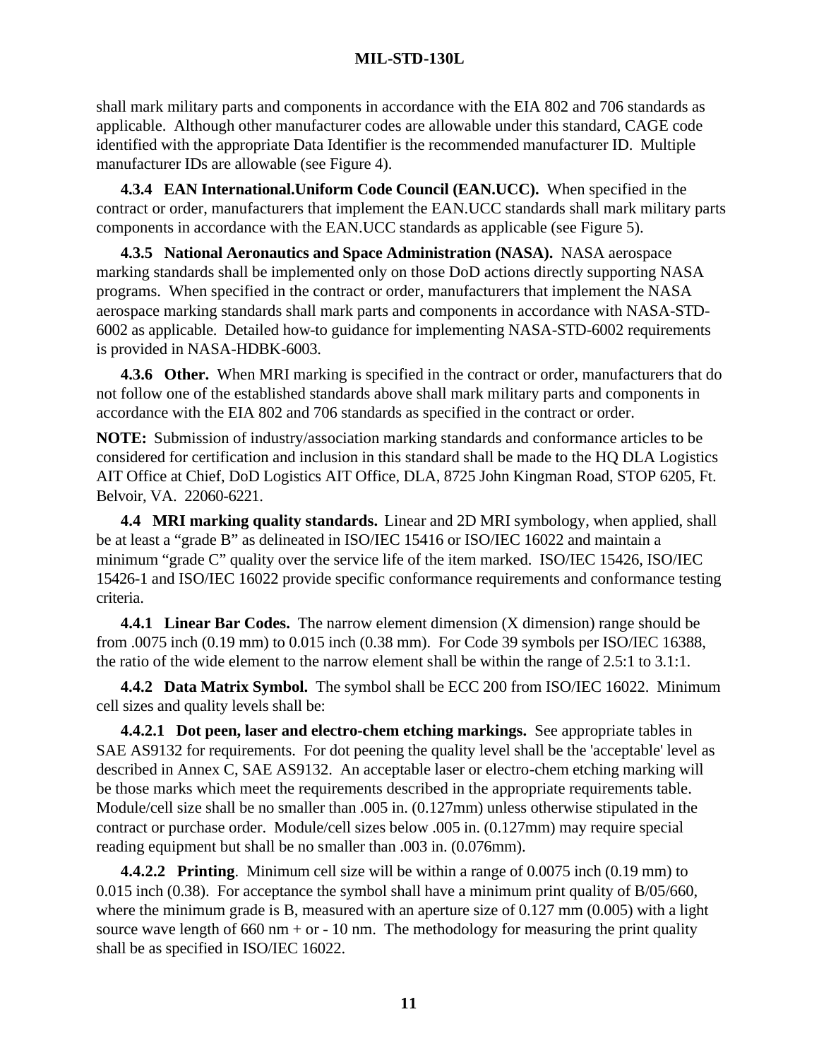shall mark military parts and components in accordance with the EIA 802 and 706 standards as applicable. Although other manufacturer codes are allowable under this standard, CAGE code identified with the appropriate Data Identifier is the recommended manufacturer ID. Multiple manufacturer IDs are allowable (see Figure 4).

**4.3.4 EAN International.Uniform Code Council (EAN.UCC).** When specified in the contract or order, manufacturers that implement the EAN.UCC standards shall mark military parts components in accordance with the EAN.UCC standards as applicable (see Figure 5).

**4.3.5 National Aeronautics and Space Administration (NASA).** NASA aerospace marking standards shall be implemented only on those DoD actions directly supporting NASA programs. When specified in the contract or order, manufacturers that implement the NASA aerospace marking standards shall mark parts and components in accordance with NASA-STD-6002 as applicable. Detailed how-to guidance for implementing NASA-STD-6002 requirements is provided in NASA-HDBK-6003.

**4.3.6 Other.** When MRI marking is specified in the contract or order, manufacturers that do not follow one of the established standards above shall mark military parts and components in accordance with the EIA 802 and 706 standards as specified in the contract or order.

**NOTE:** Submission of industry/association marking standards and conformance articles to be considered for certification and inclusion in this standard shall be made to the HQ DLA Logistics AIT Office at Chief, DoD Logistics AIT Office, DLA, 8725 John Kingman Road, STOP 6205, Ft. Belvoir, VA. 22060-6221.

**4.4 MRI marking quality standards.** Linear and 2D MRI symbology, when applied, shall be at least a "grade B" as delineated in ISO/IEC 15416 or ISO/IEC 16022 and maintain a minimum "grade C" quality over the service life of the item marked. ISO/IEC 15426, ISO/IEC 15426-1 and ISO/IEC 16022 provide specific conformance requirements and conformance testing criteria.

**4.4.1 Linear Bar Codes.** The narrow element dimension (X dimension) range should be from .0075 inch (0.19 mm) to 0.015 inch (0.38 mm). For Code 39 symbols per ISO/IEC 16388, the ratio of the wide element to the narrow element shall be within the range of 2.5:1 to 3.1:1.

**4.4.2 Data Matrix Symbol.** The symbol shall be ECC 200 from ISO/IEC 16022. Minimum cell sizes and quality levels shall be:

**4.4.2.1 Dot peen, laser and electro-chem etching markings.** See appropriate tables in SAE AS9132 for requirements. For dot peening the quality level shall be the 'acceptable' level as described in Annex C, SAE AS9132. An acceptable laser or electro-chem etching marking will be those marks which meet the requirements described in the appropriate requirements table. Module/cell size shall be no smaller than .005 in. (0.127mm) unless otherwise stipulated in the contract or purchase order. Module/cell sizes below .005 in. (0.127mm) may require special reading equipment but shall be no smaller than .003 in. (0.076mm).

**4.4.2.2 Printing**. Minimum cell size will be within a range of 0.0075 inch (0.19 mm) to 0.015 inch (0.38). For acceptance the symbol shall have a minimum print quality of B/05/660, where the minimum grade is B, measured with an aperture size of 0.127 mm (0.005) with a light source wave length of 660 nm + or - 10 nm. The methodology for measuring the print quality shall be as specified in ISO/IEC 16022.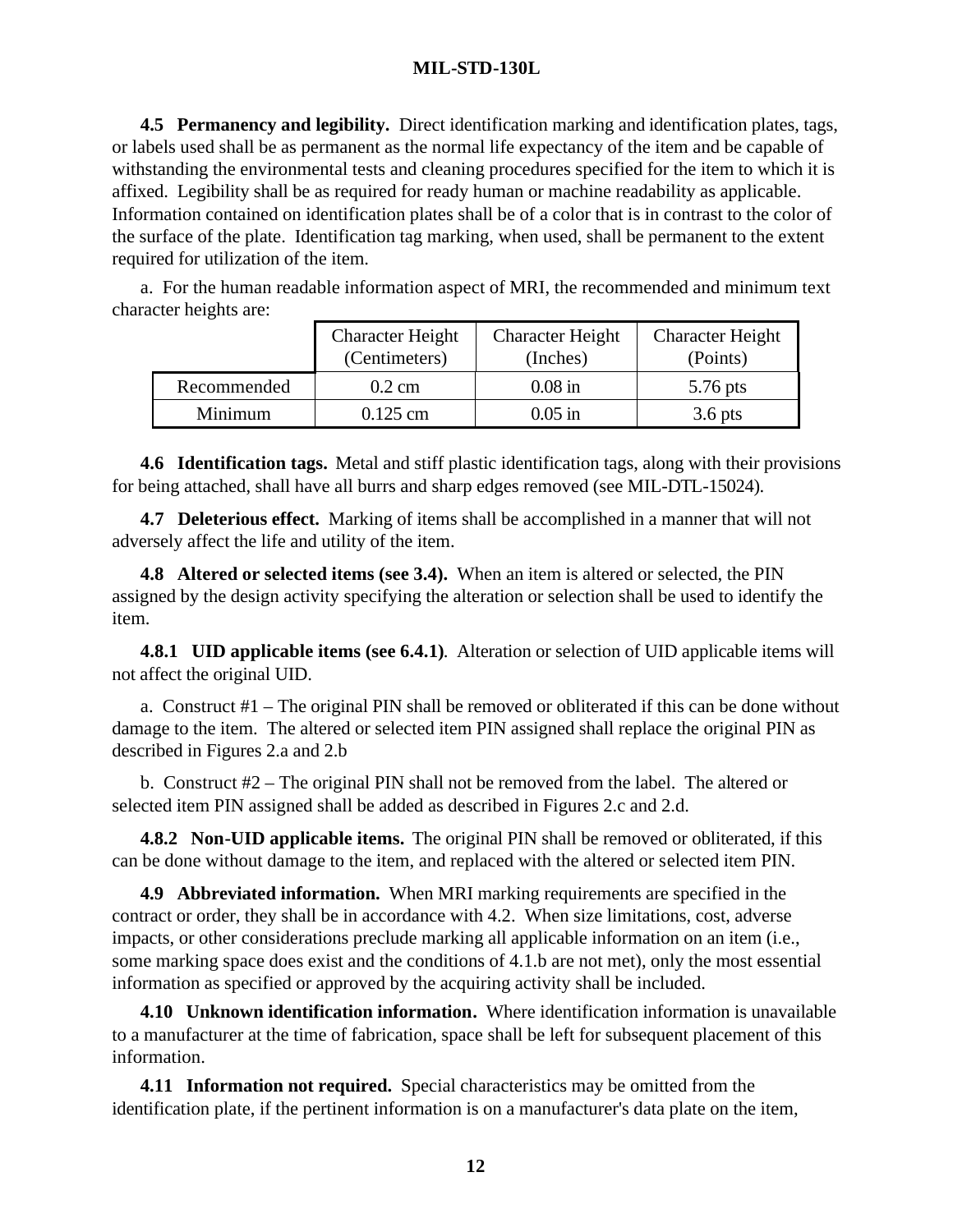**4.5 Permanency and legibility.** Direct identification marking and identification plates, tags, or labels used shall be as permanent as the normal life expectancy of the item and be capable of withstanding the environmental tests and cleaning procedures specified for the item to which it is affixed. Legibility shall be as required for ready human or machine readability as applicable. Information contained on identification plates shall be of a color that is in contrast to the color of the surface of the plate. Identification tag marking, when used, shall be permanent to the extent required for utilization of the item.

a. For the human readable information aspect of MRI, the recommended and minimum text character heights are:

| | Character Height (Centimeters) | Character Height (Inches) | Character Height (Points) |
|---|---|---|---|
| Recommended | 0.2 cm | 0.08 in | 5.76 pts |
| Minimum | 0.125 cm | 0.05 in | 3.6 pts |

**4.6 Identification tags.** Metal and stiff plastic identification tags, along with their provisions for being attached, shall have all burrs and sharp edges removed (see MIL-DTL-15024).

**4.7 Deleterious effect.** Marking of items shall be accomplished in a manner that will not adversely affect the life and utility of the item.

**4.8 Altered or selected items (see 3.4).** When an item is altered or selected, the PIN assigned by the design activity specifying the alteration or selection shall be used to identify the item.

**4.8.1 UID applicable items (see 6.4.1)**. Alteration or selection of UID applicable items will not affect the original UID.

a. Construct #1 – The original PIN shall be removed or obliterated if this can be done without damage to the item. The altered or selected item PIN assigned shall replace the original PIN as described in Figures 2.a and 2.b

b. Construct #2 – The original PIN shall not be removed from the label. The altered or selected item PIN assigned shall be added as described in Figures 2.c and 2.d.

**4.8.2 Non-UID applicable items.** The original PIN shall be removed or obliterated, if this can be done without damage to the item, and replaced with the altered or selected item PIN.

**4.9 Abbreviated information.** When MRI marking requirements are specified in the contract or order, they shall be in accordance with 4.2. When size limitations, cost, adverse impacts, or other considerations preclude marking all applicable information on an item (i.e., some marking space does exist and the conditions of 4.1.b are not met), only the most essential information as specified or approved by the acquiring activity shall be included.

**4.10 Unknown identification information.** Where identification information is unavailable to a manufacturer at the time of fabrication, space shall be left for subsequent placement of this information.

**4.11 Information not required.** Special characteristics may be omitted from the identification plate, if the pertinent information is on a manufacturer's data plate on the item,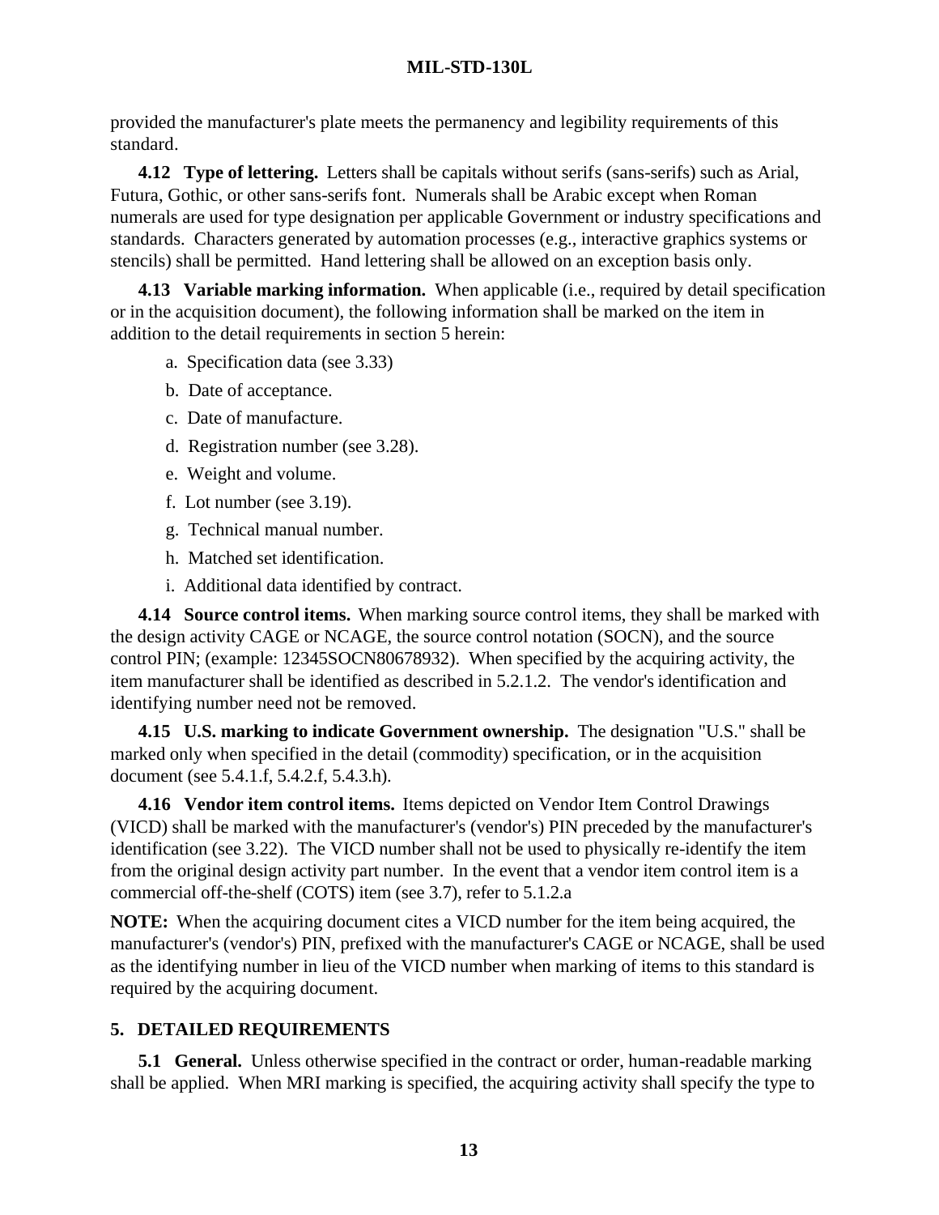provided the manufacturer's plate meets the permanency and legibility requirements of this standard.

**4.12 Type of lettering.** Letters shall be capitals without serifs (sans-serifs) such as Arial, Futura, Gothic, or other sans-serifs font. Numerals shall be Arabic except when Roman numerals are used for type designation per applicable Government or industry specifications and standards. Characters generated by automation processes (e.g., interactive graphics systems or stencils) shall be permitted. Hand lettering shall be allowed on an exception basis only.

**4.13 Variable marking information.** When applicable (i.e., required by detail specification or in the acquisition document), the following information shall be marked on the item in addition to the detail requirements in section 5 herein:

a. Specification data (see 3.33)

b. Date of acceptance.

c. Date of manufacture.

d. Registration number (see 3.28).

e. Weight and volume.

f. Lot number (see 3.19).

g. Technical manual number.

h. Matched set identification.

i. Additional data identified by contract.

**4.14 Source control items.** When marking source control items, they shall be marked with the design activity CAGE or NCAGE, the source control notation (SOCN), and the source control PIN; (example: 12345SOCN80678932). When specified by the acquiring activity, the item manufacturer shall be identified as described in 5.2.1.2. The vendor's identification and identifying number need not be removed.

**4.15 U.S. marking to indicate Government ownership.** The designation "U.S." shall be marked only when specified in the detail (commodity) specification, or in the acquisition document (see 5.4.1.f, 5.4.2.f, 5.4.3.h).

**4.16 Vendor item control items.** Items depicted on Vendor Item Control Drawings (VICD) shall be marked with the manufacturer's (vendor's) PIN preceded by the manufacturer's identification (see 3.22). The VICD number shall not be used to physically re-identify the item from the original design activity part number. In the event that a vendor item control item is a commercial off-the-shelf (COTS) item (see 3.7), refer to 5.1.2.a

**NOTE:** When the acquiring document cites a VICD number for the item being acquired, the manufacturer's (vendor's) PIN, prefixed with the manufacturer's CAGE or NCAGE, shall be used as the identifying number in lieu of the VICD number when marking of items to this standard is required by the acquiring document.

## 5. DETAILED REQUIREMENTS

**5.1 General.** Unless otherwise specified in the contract or order, human-readable marking shall be applied. When MRI marking is specified, the acquiring activity shall specify the type to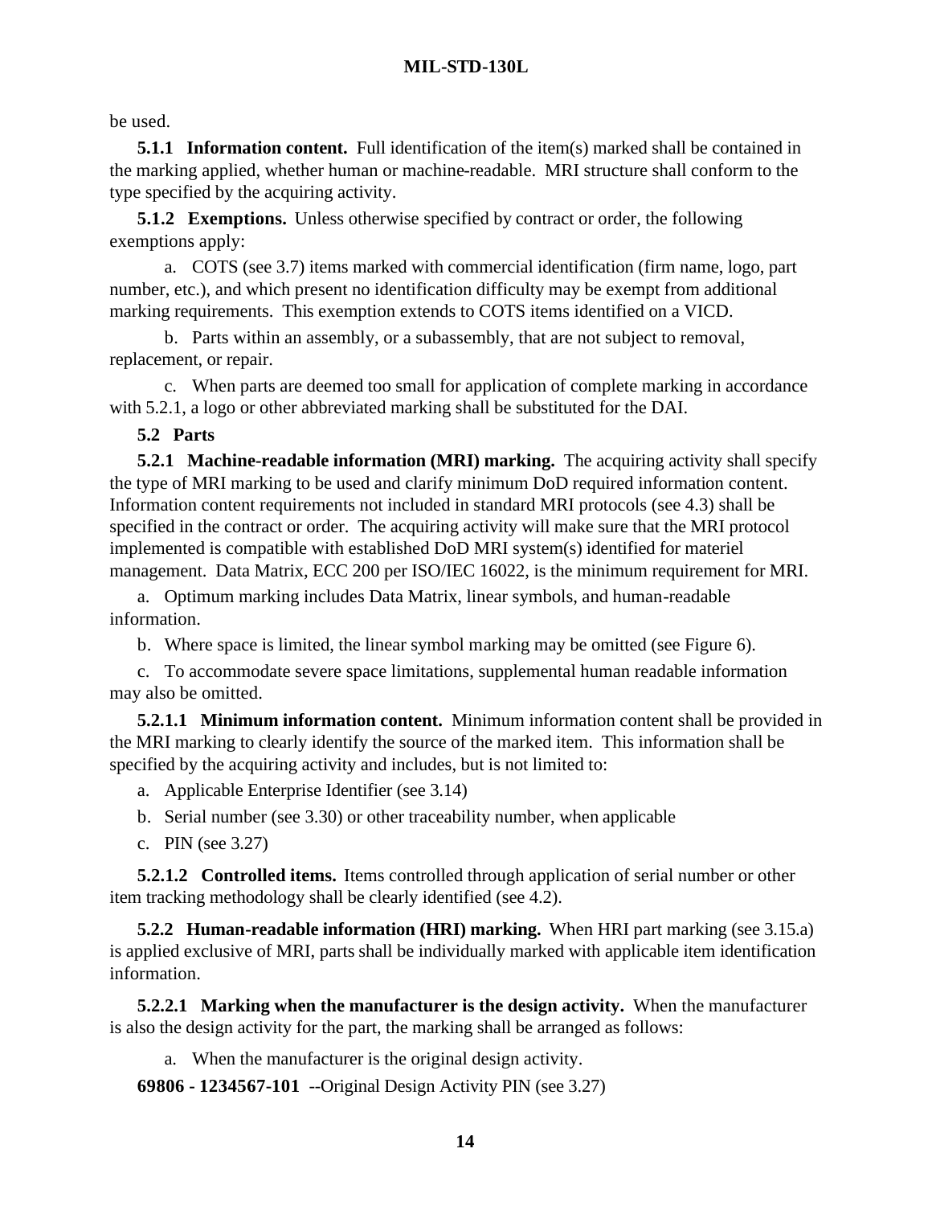be used.

**5.1.1 Information content.** Full identification of the item(s) marked shall be contained in the marking applied, whether human or machine-readable. MRI structure shall conform to the type specified by the acquiring activity.

**5.1.2 Exemptions.** Unless otherwise specified by contract or order, the following exemptions apply:

a. COTS (see 3.7) items marked with commercial identification (firm name, logo, part number, etc.), and which present no identification difficulty may be exempt from additional marking requirements. This exemption extends to COTS items identified on a VICD.

b. Parts within an assembly, or a subassembly, that are not subject to removal, replacement, or repair.

c. When parts are deemed too small for application of complete marking in accordance with 5.2.1, a logo or other abbreviated marking shall be substituted for the DAI.

**5.2 Parts**

**5.2.1 Machine-readable information (MRI) marking.** The acquiring activity shall specify the type of MRI marking to be used and clarify minimum DoD required information content. Information content requirements not included in standard MRI protocols (see 4.3) shall be specified in the contract or order. The acquiring activity will make sure that the MRI protocol implemented is compatible with established DoD MRI system(s) identified for materiel management. Data Matrix, ECC 200 per ISO/IEC 16022, is the minimum requirement for MRI.

a. Optimum marking includes Data Matrix, linear symbols, and human-readable information.

b. Where space is limited, the linear symbol marking may be omitted (see Figure 6).

c. To accommodate severe space limitations, supplemental human readable information may also be omitted.

**5.2.1.1 Minimum information content.** Minimum information content shall be provided in the MRI marking to clearly identify the source of the marked item. This information shall be specified by the acquiring activity and includes, but is not limited to:

a. Applicable Enterprise Identifier (see 3.14)

b. Serial number (see 3.30) or other traceability number, when applicable

c. PIN (see 3.27)

**5.2.1.2 Controlled items.** Items controlled through application of serial number or other item tracking methodology shall be clearly identified (see 4.2).

**5.2.2 Human-readable information (HRI) marking.** When HRI part marking (see 3.15.a) is applied exclusive of MRI, parts shall be individually marked with applicable item identification information.

**5.2.2.1 Marking when the manufacturer is the design activity.** When the manufacturer is also the design activity for the part, the marking shall be arranged as follows:

a. When the manufacturer is the original design activity.

**69806 - 1234567-101** --Original Design Activity PIN (see 3.27)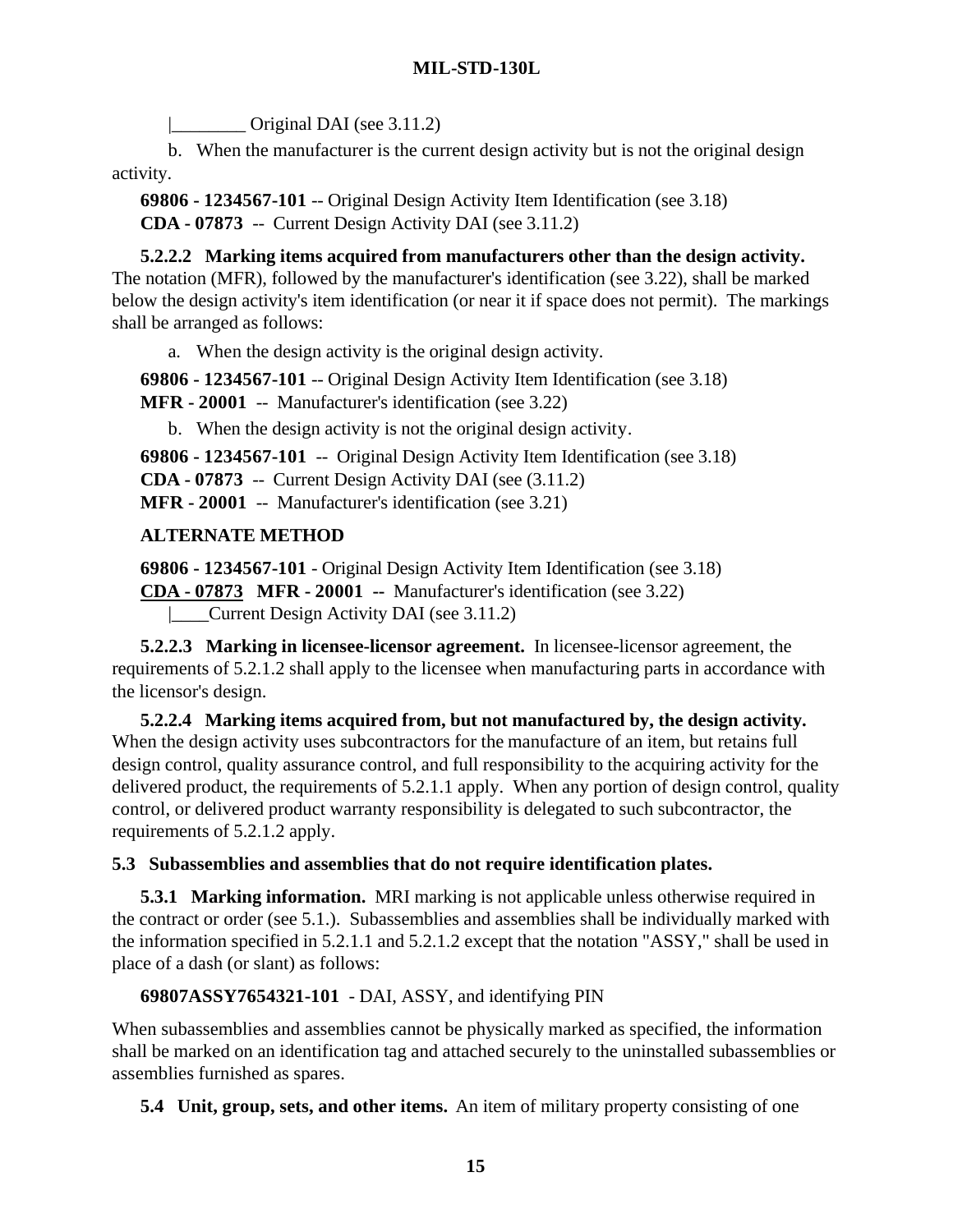|________ Original DAI (see 3.11.2)

b. When the manufacturer is the current design activity but is not the original design activity.

**69806 - 1234567-101** -- Original Design Activity Item Identification (see 3.18)
**CDA - 07873** -- Current Design Activity DAI (see 3.11.2)

**5.2.2.2 Marking items acquired from manufacturers other than the design activity.** The notation (MFR), followed by the manufacturer's identification (see 3.22), shall be marked below the design activity's item identification (or near it if space does not permit). The markings shall be arranged as follows:

a. When the design activity is the original design activity.

**69806 - 1234567-101** -- Original Design Activity Item Identification (see 3.18)
**MFR - 20001** -- Manufacturer's identification (see 3.22)

b. When the design activity is not the original design activity.

**69806 - 1234567-101** -- Original Design Activity Item Identification (see 3.18)
**CDA - 07873** -- Current Design Activity DAI (see (3.11.2)
**MFR - 20001** -- Manufacturer's identification (see 3.21)

**ALTERNATE METHOD**

**69806 - 1234567-101** - Original Design Activity Item Identification (see 3.18)
**CDA - 07873** **MFR - 20001** -- Manufacturer's identification (see 3.22)
|____Current Design Activity DAI (see 3.11.2)

**5.2.2.3 Marking in licensee-licensor agreement.** In licensee-licensor agreement, the requirements of 5.2.1.2 shall apply to the licensee when manufacturing parts in accordance with the licensor's design.

**5.2.2.4 Marking items acquired from, but not manufactured by, the design activity.** When the design activity uses subcontractors for the manufacture of an item, but retains full design control, quality assurance control, and full responsibility to the acquiring activity for the delivered product, the requirements of 5.2.1.1 apply. When any portion of design control, quality control, or delivered product warranty responsibility is delegated to such subcontractor, the requirements of 5.2.1.2 apply.

**5.3 Subassemblies and assemblies that do not require identification plates.**

**5.3.1 Marking information.** MRI marking is not applicable unless otherwise required in the contract or order (see 5.1.). Subassemblies and assemblies shall be individually marked with the information specified in 5.2.1.1 and 5.2.1.2 except that the notation "ASSY," shall be used in place of a dash (or slant) as follows:

**69807ASSY7654321-101** - DAI, ASSY, and identifying PIN

When subassemblies and assemblies cannot be physically marked as specified, the information shall be marked on an identification tag and attached securely to the uninstalled subassemblies or assemblies furnished as spares.

**5.4 Unit, group, sets, and other items.** An item of military property consisting of one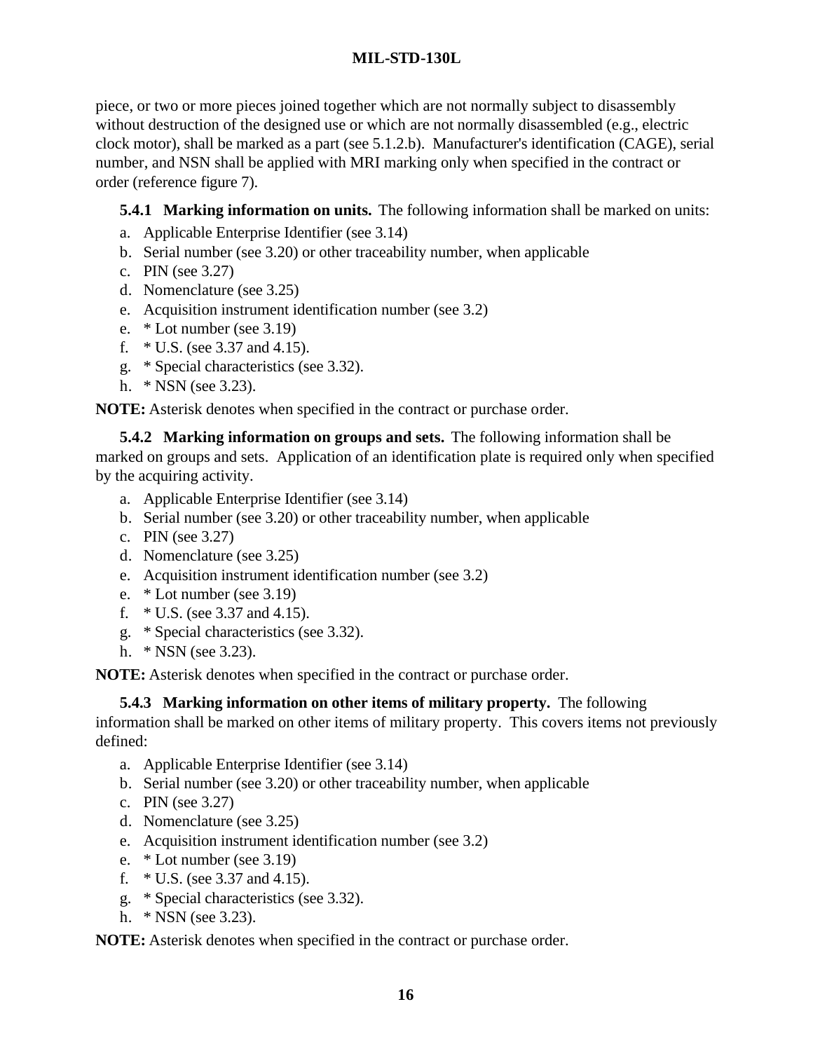piece, or two or more pieces joined together which are not normally subject to disassembly without destruction of the designed use or which are not normally disassembled (e.g., electric clock motor), shall be marked as a part (see 5.1.2.b). Manufacturer's identification (CAGE), serial number, and NSN shall be applied with MRI marking only when specified in the contract or order (reference figure 7).

**5.4.1 Marking information on units.** The following information shall be marked on units:

a. Applicable Enterprise Identifier (see 3.14)
b. Serial number (see 3.20) or other traceability number, when applicable
c. PIN (see 3.27)
d. Nomenclature (see 3.25)
e. Acquisition instrument identification number (see 3.2)
e. * Lot number (see 3.19)
f. * U.S. (see 3.37 and 4.15).
g. * Special characteristics (see 3.32).
h. * NSN (see 3.23).

**NOTE:** Asterisk denotes when specified in the contract or purchase order.

**5.4.2 Marking information on groups and sets.** The following information shall be marked on groups and sets. Application of an identification plate is required only when specified by the acquiring activity.

a. Applicable Enterprise Identifier (see 3.14)
b. Serial number (see 3.20) or other traceability number, when applicable
c. PIN (see 3.27)
d. Nomenclature (see 3.25)
e. Acquisition instrument identification number (see 3.2)
e. * Lot number (see 3.19)
f. * U.S. (see 3.37 and 4.15).
g. * Special characteristics (see 3.32).
h. * NSN (see 3.23).

**NOTE:** Asterisk denotes when specified in the contract or purchase order.

**5.4.3 Marking information on other items of military property.** The following information shall be marked on other items of military property. This covers items not previously defined:

a. Applicable Enterprise Identifier (see 3.14)
b. Serial number (see 3.20) or other traceability number, when applicable
c. PIN (see 3.27)
d. Nomenclature (see 3.25)
e. Acquisition instrument identification number (see 3.2)
e. * Lot number (see 3.19)
f. * U.S. (see 3.37 and 4.15).
g. * Special characteristics (see 3.32).
h. * NSN (see 3.23).

**NOTE:** Asterisk denotes when specified in the contract or purchase order.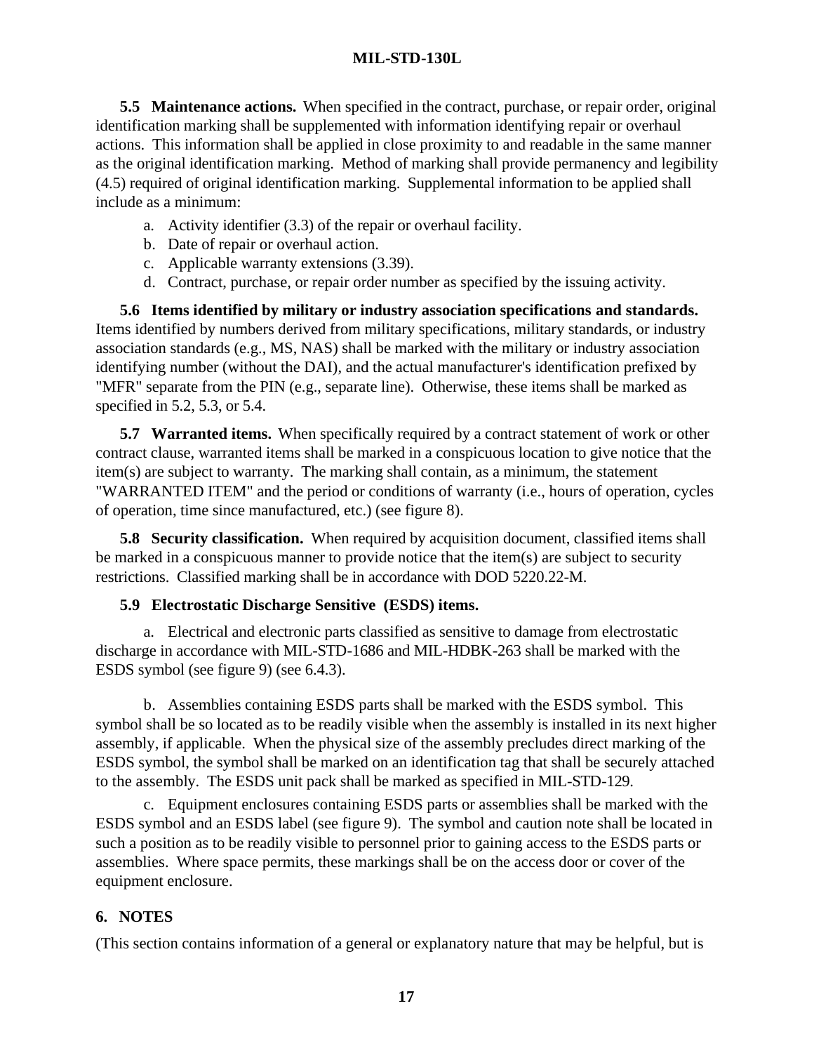**5.5 Maintenance actions.** When specified in the contract, purchase, or repair order, original identification marking shall be supplemented with information identifying repair or overhaul actions. This information shall be applied in close proximity to and readable in the same manner as the original identification marking. Method of marking shall provide permanency and legibility (4.5) required of original identification marking. Supplemental information to be applied shall include as a minimum:

a. Activity identifier (3.3) of the repair or overhaul facility.
b. Date of repair or overhaul action.
c. Applicable warranty extensions (3.39).
d. Contract, purchase, or repair order number as specified by the issuing activity.

**5.6 Items identified by military or industry association specifications and standards.** Items identified by numbers derived from military specifications, military standards, or industry association standards (e.g., MS, NAS) shall be marked with the military or industry association identifying number (without the DAI), and the actual manufacturer's identification prefixed by "MFR" separate from the PIN (e.g., separate line). Otherwise, these items shall be marked as specified in 5.2, 5.3, or 5.4.

**5.7 Warranted items.** When specifically required by a contract statement of work or other contract clause, warranted items shall be marked in a conspicuous location to give notice that the item(s) are subject to warranty. The marking shall contain, as a minimum, the statement "WARRANTED ITEM" and the period or conditions of warranty (i.e., hours of operation, cycles of operation, time since manufactured, etc.) (see figure 8).

**5.8 Security classification.** When required by acquisition document, classified items shall be marked in a conspicuous manner to provide notice that the item(s) are subject to security restrictions. Classified marking shall be in accordance with DOD 5220.22-M.

**5.9 Electrostatic Discharge Sensitive (ESDS) items.**

a. Electrical and electronic parts classified as sensitive to damage from electrostatic discharge in accordance with MIL-STD-1686 and MIL-HDBK-263 shall be marked with the ESDS symbol (see figure 9) (see 6.4.3).

b. Assemblies containing ESDS parts shall be marked with the ESDS symbol. This symbol shall be so located as to be readily visible when the assembly is installed in its next higher assembly, if applicable. When the physical size of the assembly precludes direct marking of the ESDS symbol, the symbol shall be marked on an identification tag that shall be securely attached to the assembly. The ESDS unit pack shall be marked as specified in MIL-STD-129.

c. Equipment enclosures containing ESDS parts or assemblies shall be marked with the ESDS symbol and an ESDS label (see figure 9). The symbol and caution note shall be located in such a position as to be readily visible to personnel prior to gaining access to the ESDS parts or assemblies. Where space permits, these markings shall be on the access door or cover of the equipment enclosure.

## 6. NOTES

(This section contains information of a general or explanatory nature that may be helpful, but is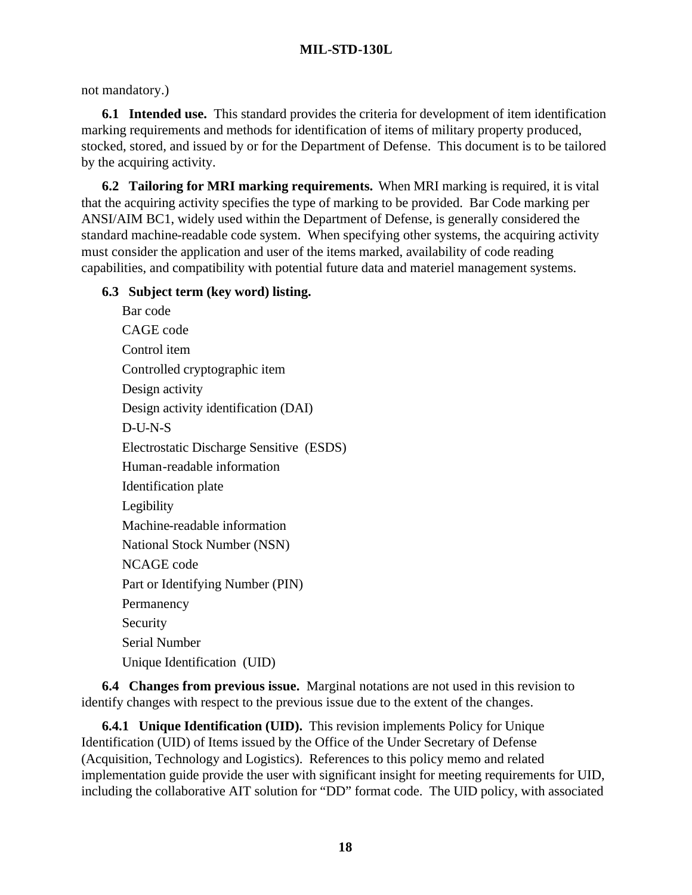not mandatory.)

**6.1 Intended use.** This standard provides the criteria for development of item identification marking requirements and methods for identification of items of military property produced, stocked, stored, and issued by or for the Department of Defense. This document is to be tailored by the acquiring activity.

**6.2 Tailoring for MRI marking requirements.** When MRI marking is required, it is vital that the acquiring activity specifies the type of marking to be provided. Bar Code marking per ANSI/AIM BC1, widely used within the Department of Defense, is generally considered the standard machine-readable code system. When specifying other systems, the acquiring activity must consider the application and user of the items marked, availability of code reading capabilities, and compatibility with potential future data and materiel management systems.

**6.3 Subject term (key word) listing.**

Bar code
CAGE code
Control item
Controlled cryptographic item
Design activity
Design activity identification (DAI)
D-U-N-S
Electrostatic Discharge Sensitive (ESDS)
Human-readable information
Identification plate
Legibility
Machine-readable information
National Stock Number (NSN)
NCAGE code
Part or Identifying Number (PIN)
Permanency
Security
Serial Number
Unique Identification (UID)

**6.4 Changes from previous issue.** Marginal notations are not used in this revision to identify changes with respect to the previous issue due to the extent of the changes.

**6.4.1 Unique Identification (UID).** This revision implements Policy for Unique Identification (UID) of Items issued by the Office of the Under Secretary of Defense (Acquisition, Technology and Logistics). References to this policy memo and related implementation guide provide the user with significant insight for meeting requirements for UID, including the collaborative AIT solution for "DD" format code. The UID policy, with associated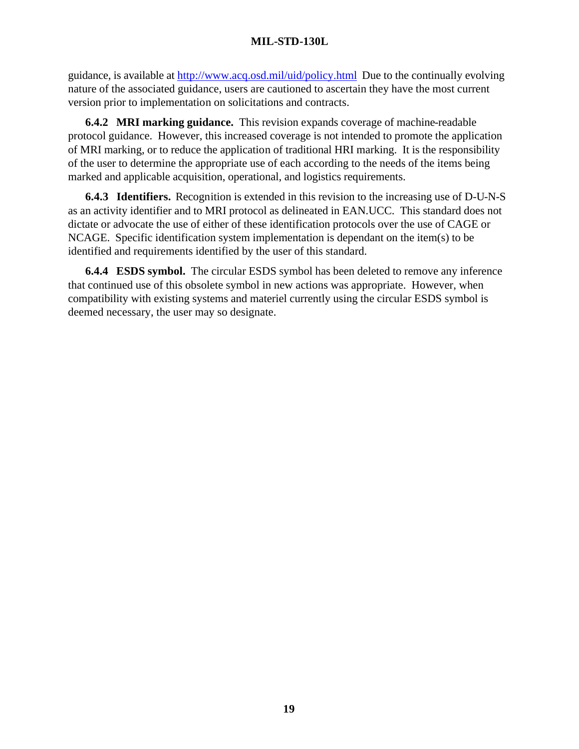guidance, is available at http://www.acq.osd.mil/uid/policy.html Due to the continually evolving nature of the associated guidance, users are cautioned to ascertain they have the most current version prior to implementation on solicitations and contracts.

**6.4.2 MRI marking guidance.** This revision expands coverage of machine-readable protocol guidance. However, this increased coverage is not intended to promote the application of MRI marking, or to reduce the application of traditional HRI marking. It is the responsibility of the user to determine the appropriate use of each according to the needs of the items being marked and applicable acquisition, operational, and logistics requirements.

**6.4.3 Identifiers.** Recognition is extended in this revision to the increasing use of D-U-N-S as an activity identifier and to MRI protocol as delineated in EAN.UCC. This standard does not dictate or advocate the use of either of these identification protocols over the use of CAGE or NCAGE. Specific identification system implementation is dependant on the item(s) to be identified and requirements identified by the user of this standard.

**6.4.4 ESDS symbol.** The circular ESDS symbol has been deleted to remove any inference that continued use of this obsolete symbol in new actions was appropriate. However, when compatibility with existing systems and materiel currently using the circular ESDS symbol is deemed necessary, the user may so designate.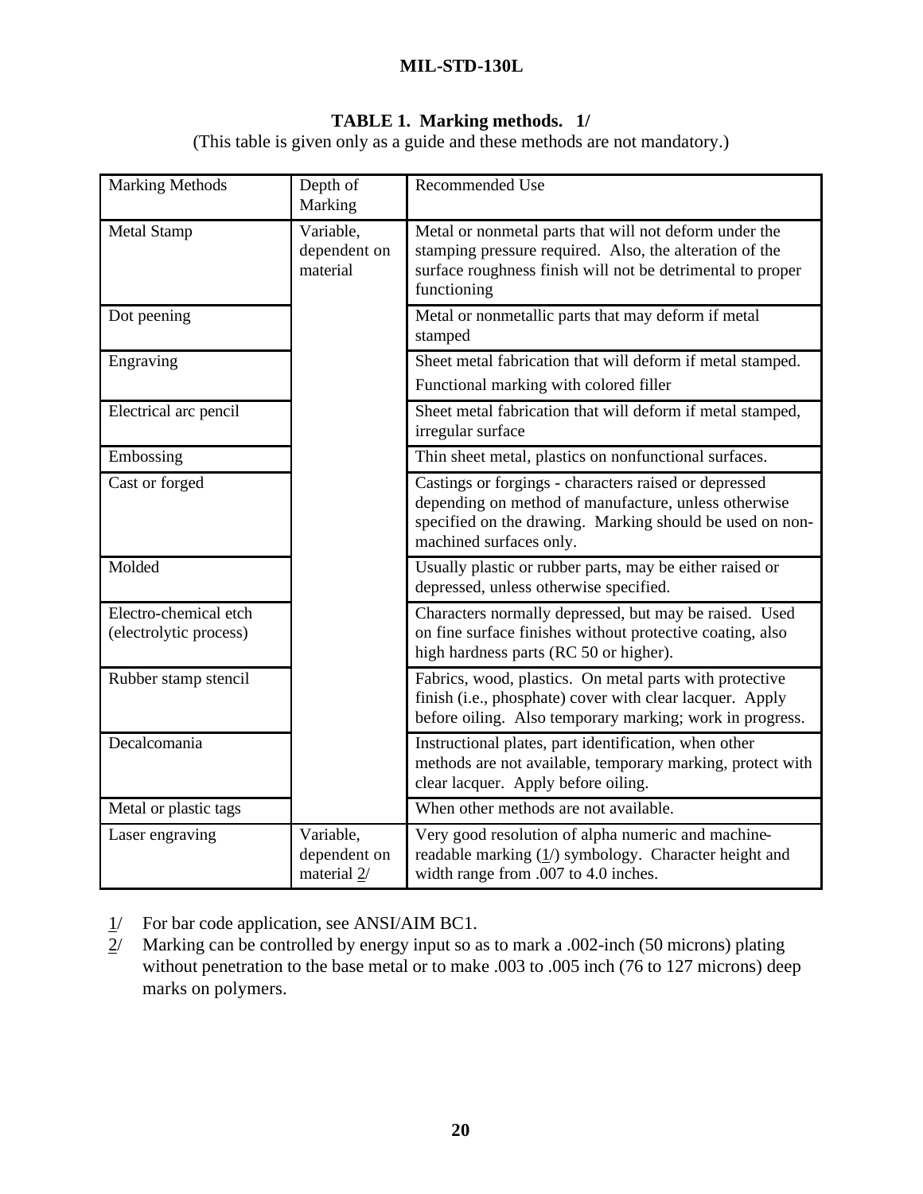**TABLE 1. Marking methods. 1/**

(This table is given only as a guide and these methods are not mandatory.)

| Marking Methods | Depth of Marking | Recommended Use |
|---|---|---|
| Metal Stamp | Variable, dependent on material | Metal or nonmetal parts that will not deform under the stamping pressure required. Also, the alteration of the surface roughness finish will not be detrimental to proper functioning |
| Dot peening | | Metal or nonmetallic parts that may deform if metal stamped |
| Engraving | | Sheet metal fabrication that will deform if metal stamped. Functional marking with colored filler |
| Electrical arc pencil | | Sheet metal fabrication that will deform if metal stamped, irregular surface |
| Embossing | | Thin sheet metal, plastics on nonfunctional surfaces. |
| Cast or forged | | Castings or forgings - characters raised or depressed depending on method of manufacture, unless otherwise specified on the drawing. Marking should be used on non-machined surfaces only. |
| Molded | | Usually plastic or rubber parts, may be either raised or depressed, unless otherwise specified. |
| Electro-chemical etch (electrolytic process) | | Characters normally depressed, but may be raised. Used on fine surface finishes without protective coating, also high hardness parts (RC 50 or higher). |
| Rubber stamp stencil | | Fabrics, wood, plastics. On metal parts with protective finish (i.e., phosphate) cover with clear lacquer. Apply before oiling. Also temporary marking; work in progress. |
| Decalcomania | | Instructional plates, part identification, when other methods are not available, temporary marking, protect with clear lacquer. Apply before oiling. |
| Metal or plastic tags | | When other methods are not available. |
| Laser engraving | Variable, dependent on material 2/ | Very good resolution of alpha numeric and machine-readable marking (1/) symbology. Character height and width range from .007 to 4.0 inches. |

1/ For bar code application, see ANSI/AIM BC1.

2/ Marking can be controlled by energy input so as to mark a .002-inch (50 microns) plating without penetration to the base metal or to make .003 to .005 inch (76 to 127 microns) deep marks on polymers.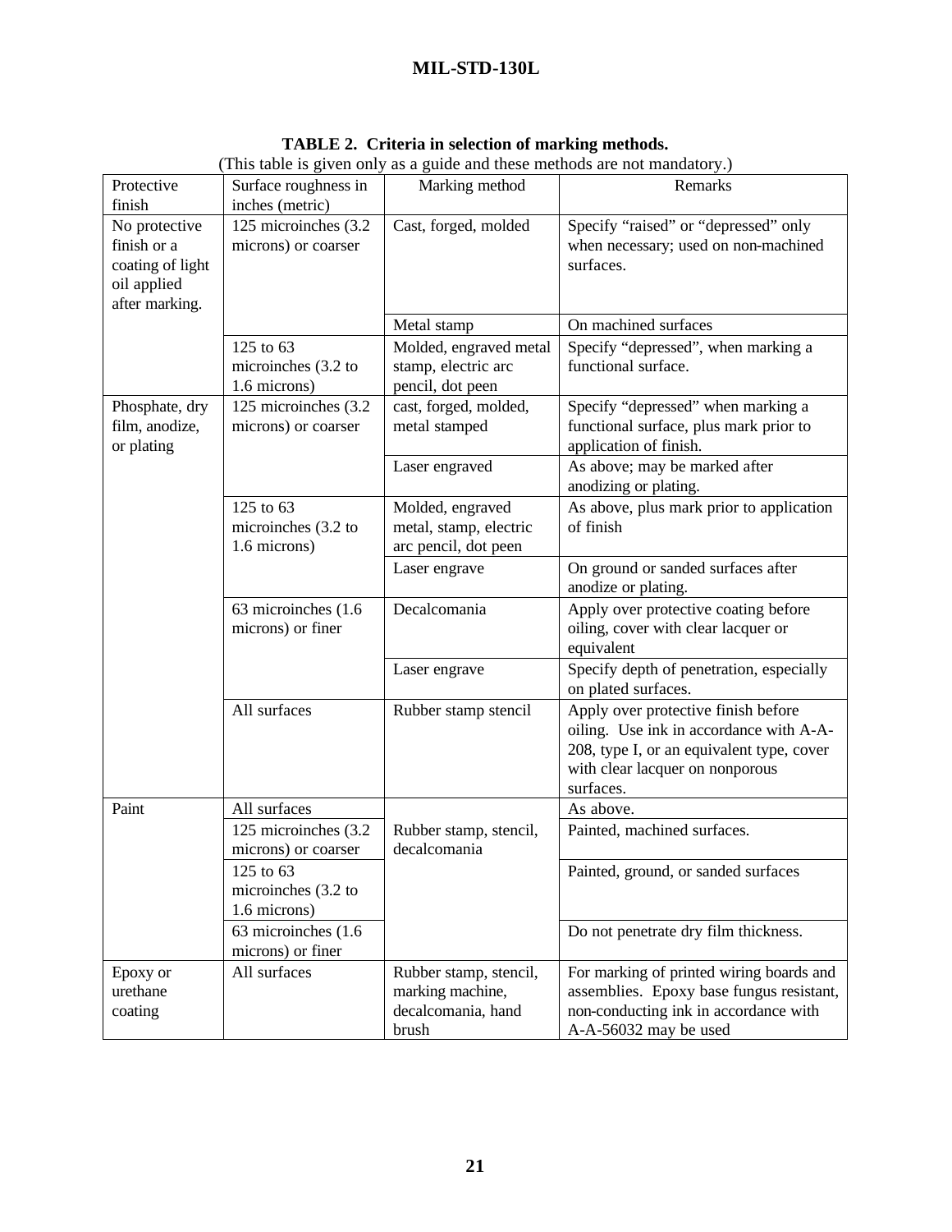**TABLE 2. Criteria in selection of marking methods.**

(This table is given only as a guide and these methods are not mandatory.)

| Protective finish | Surface roughness in inches (metric) | Marking method | Remarks |
|---|---|---|---|
| No protective finish or a coating of light oil applied after marking. | 125 microinches (3.2 microns) or coarser | Cast, forged, molded | Specify "raised" or "depressed" only when necessary; used on non-machined surfaces. |
| | | Metal stamp | On machined surfaces |
| | 125 to 63 microinches (3.2 to 1.6 microns) | Molded, engraved metal stamp, electric arc pencil, dot peen | Specify "depressed", when marking a functional surface. |
| Phosphate, dry film, anodize, or plating | 125 microinches (3.2 microns) or coarser | cast, forged, molded, metal stamped | Specify "depressed" when marking a functional surface, plus mark prior to application of finish. |
| | | Laser engraved | As above; may be marked after anodizing or plating. |
| | 125 to 63 microinches (3.2 to 1.6 microns) | Molded, engraved metal, stamp, electric arc pencil, dot peen | As above, plus mark prior to application of finish |
| | | Laser engrave | On ground or sanded surfaces after anodize or plating. |
| | 63 microinches (1.6 microns) or finer | Decalcomania | Apply over protective coating before oiling, cover with clear lacquer or equivalent |
| | | Laser engrave | Specify depth of penetration, especially on plated surfaces. |
| | All surfaces | Rubber stamp stencil | Apply over protective finish before oiling. Use ink in accordance with A-A-208, type I, or an equivalent type, cover with clear lacquer on nonporous surfaces. |
| Paint | All surfaces | Rubber stamp, stencil, decalcomania | As above. |
| | 125 microinches (3.2 microns) or coarser | | Painted, machined surfaces. |
| | 125 to 63 microinches (3.2 to 1.6 microns) | | Painted, ground, or sanded surfaces |
| | 63 microinches (1.6 microns) or finer | | Do not penetrate dry film thickness. |
| Epoxy or urethane coating | All surfaces | Rubber stamp, stencil, marking machine, decalcomania, hand brush | For marking of printed wiring boards and assemblies. Epoxy base fungus resistant, non-conducting ink in accordance with A-A-56032 may be used |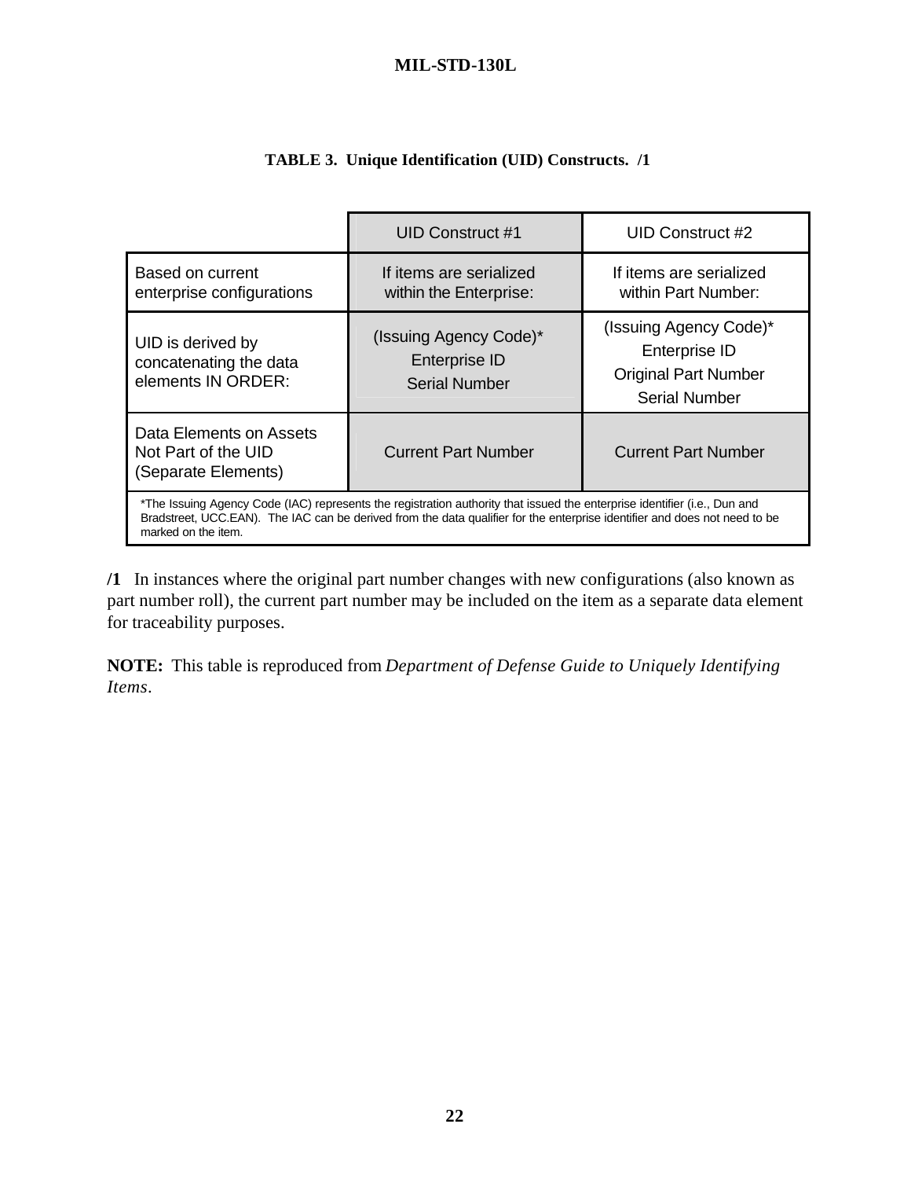**TABLE 3. Unique Identification (UID) Constructs. /1**

| | UID Construct #1 | UID Construct #2 |
|---|---|---|
| Based on current enterprise configurations | If items are serialized within the Enterprise: | If items are serialized within Part Number: |
| UID is derived by concatenating the data elements IN ORDER: | (Issuing Agency Code)* <br> Enterprise ID <br> Serial Number | (Issuing Agency Code)* <br> Enterprise ID <br> Original Part Number <br> Serial Number |
| Data Elements on Assets Not Part of the UID (Separate Elements) | Current Part Number | Current Part Number |

*The Issuing Agency Code (IAC) represents the registration authority that issued the enterprise identifier (i.e., Dun and Bradstreet, UCC.EAN). The IAC can be derived from the data qualifier for the enterprise identifier and does not need to be marked on the item.

**/1** In instances where the original part number changes with new configurations (also known as part number roll), the current part number may be included on the item as a separate data element for traceability purposes.

**NOTE:** This table is reproduced from *Department of Defense Guide to Uniquely Identifying Items*.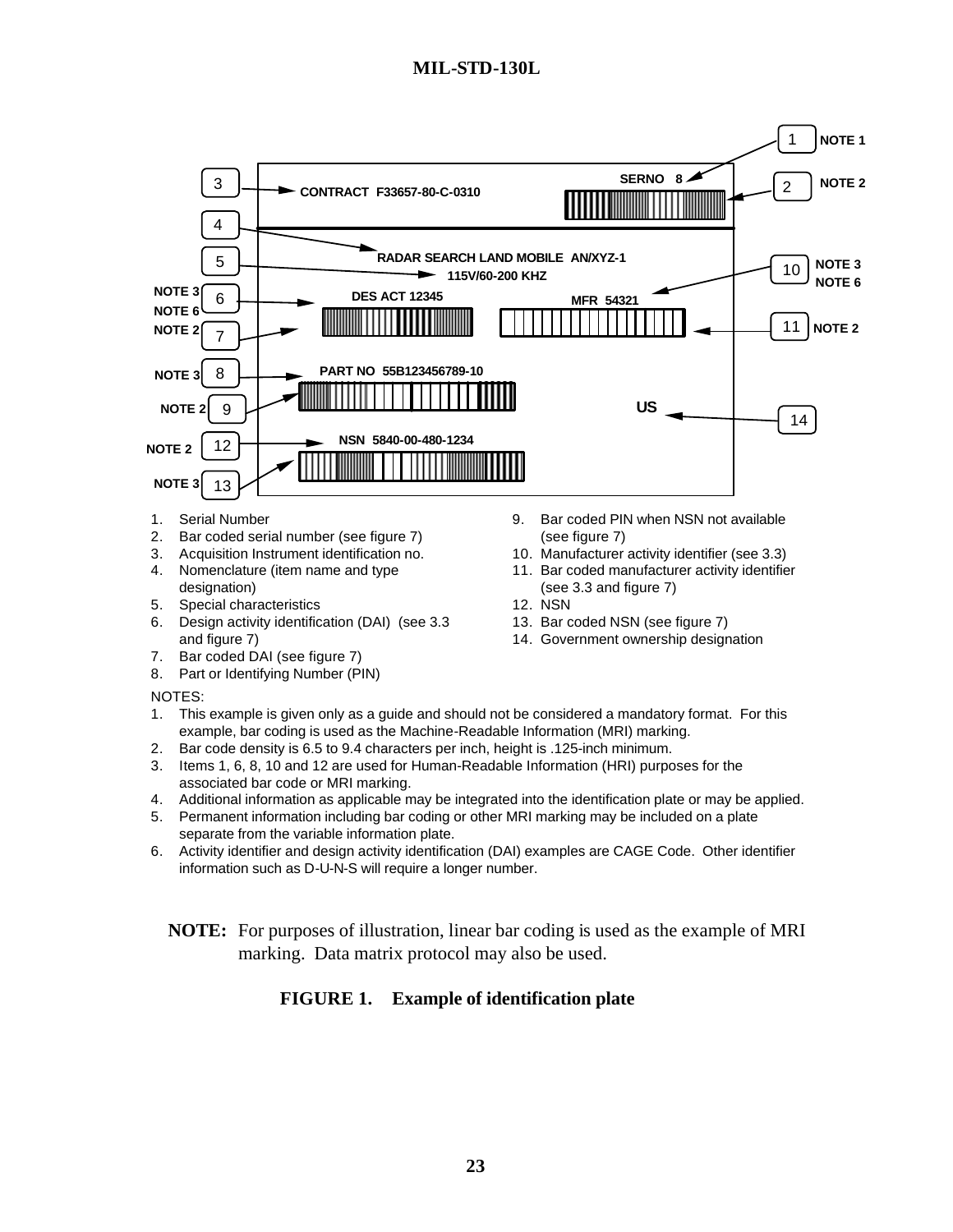CONTRACT F33657-80-C-0310

SERNO 8

RADAR SEARCH LAND MOBILE AN/XYZ-1

115V/60-200 KHZ

DES ACT 12345

MFR 54321

PART NO 55B123456789-10

US

NSN 5840-00-480-1234

1. Serial Number
2. Bar coded serial number (see figure 7)
3. Acquisition Instrument identification no.
4. Nomenclature (item name and type designation)
5. Special characteristics
6. Design activity identification (DAI) (see 3.3 and figure 7)
7. Bar coded DAI (see figure 7)
8. Part or Identifying Number (PIN)
9. Bar coded PIN when NSN not available (see figure 7)
10. Manufacturer activity identifier (see 3.3)
11. Bar coded manufacturer activity identifier (see 3.3 and figure 7)
12. NSN
13. Bar coded NSN (see figure 7)
14. Government ownership designation

NOTES:

1. This example is given only as a guide and should not be considered a mandatory format. For this example, bar coding is used as the Machine-Readable Information (MRI) marking.
2. Bar code density is 6.5 to 9.4 characters per inch, height is .125-inch minimum.
3. Items 1, 6, 8, 10 and 12 are used for Human-Readable Information (HRI) purposes for the associated bar code or MRI marking.
4. Additional information as applicable may be integrated into the identification plate or may be applied.
5. Permanent information including bar coding or other MRI marking may be included on a plate separate from the variable information plate.
6. Activity identifier and design activity identification (DAI) examples are CAGE Code. Other identifier information such as D-U-N-S will require a longer number.

**NOTE:** For purposes of illustration, linear bar coding is used as the example of MRI marking. Data matrix protocol may also be used.

**FIGURE 1. Example of identification plate**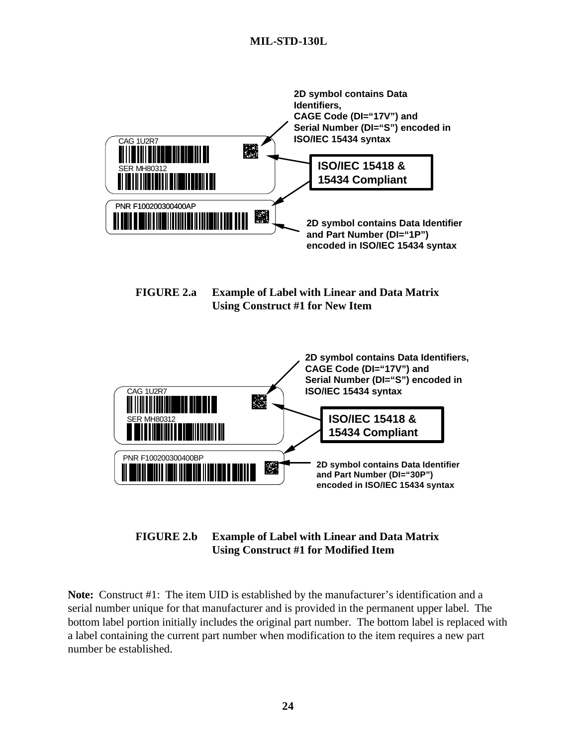2D symbol contains Data Identifiers, CAGE Code (DI="17V") and Serial Number (DI="S") encoded in ISO/IEC 15434 syntax

CAG 1U2R7

SER MH80312

ISO/IEC 15418 & 15434 Compliant

PNR F100200300400AP

2D symbol contains Data Identifier and Part Number (DI="1P") encoded in ISO/IEC 15434 syntax

**FIGURE 2.a** **Example of Label with Linear and Data Matrix Using Construct #1 for New Item**

2D symbol contains Data Identifiers, CAGE Code (DI="17V") and Serial Number (DI="S") encoded in ISO/IEC 15434 syntax

CAG 1U2R7

SER MH80312

ISO/IEC 15418 & 15434 Compliant

PNR F100200300400BP

2D symbol contains Data Identifier and Part Number (DI="30P") encoded in ISO/IEC 15434 syntax

**FIGURE 2.b** **Example of Label with Linear and Data Matrix Using Construct #1 for Modified Item**

**Note:** Construct #1: The item UID is established by the manufacturer's identification and a serial number unique for that manufacturer and is provided in the permanent upper label. The bottom label portion initially includes the original part number. The bottom label is replaced with a label containing the current part number when modification to the item requires a new part number be established.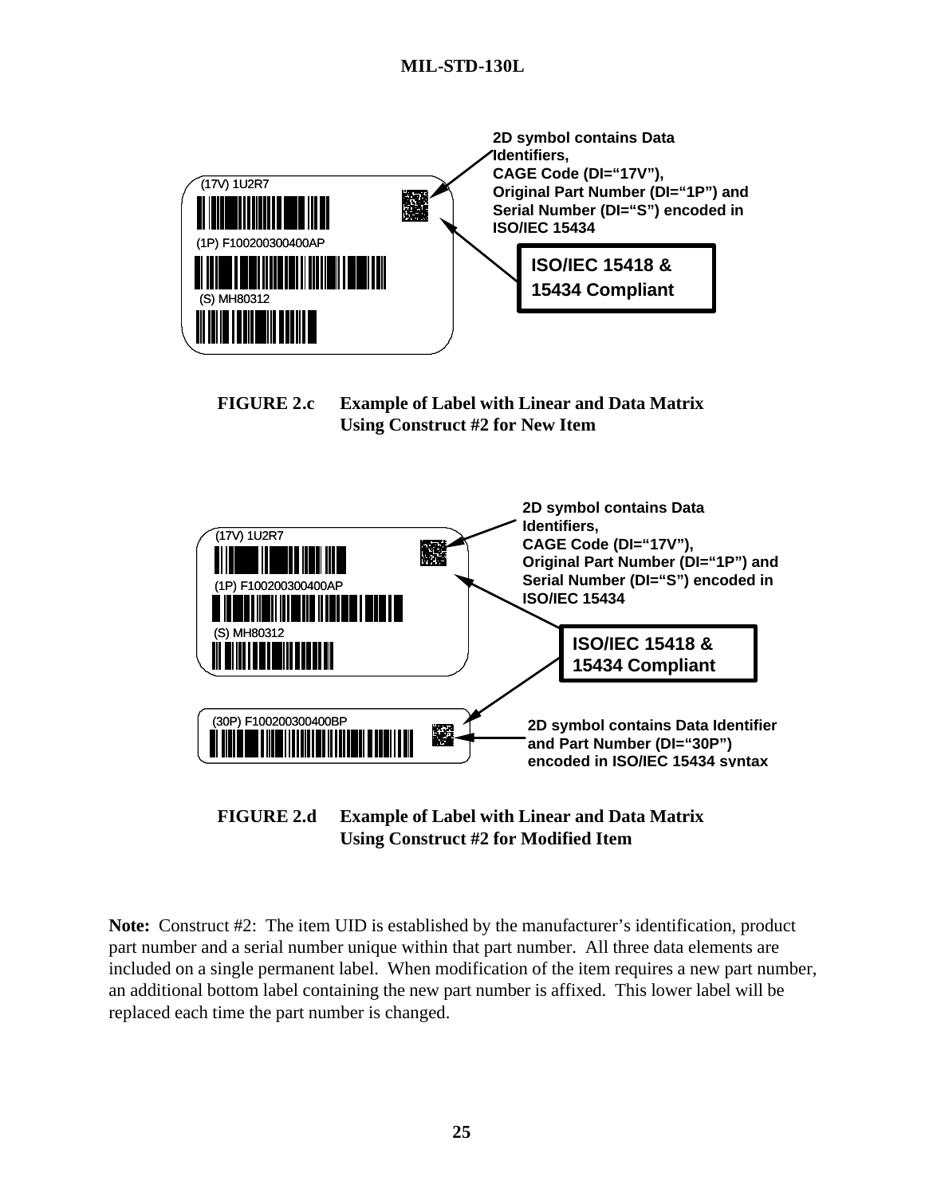2D symbol contains Data Identifiers, CAGE Code (DI="17V"), Original Part Number (DI="1P") and Serial Number (DI="S") encoded in ISO/IEC 15434

(17V) 1U2R7

(1P) F100200300400AP

(S) MH80312

ISO/IEC 15418 & 15434 Compliant

**FIGURE 2.c Example of Label with Linear and Data Matrix Using Construct #2 for New Item**

2D symbol contains Data Identifiers, CAGE Code (DI="17V"), Original Part Number (DI="1P") and Serial Number (DI="S") encoded in ISO/IEC 15434

(17V) 1U2R7

(1P) F100200300400AP

(S) MH80312

ISO/IEC 15418 & 15434 Compliant

(30P) F100200300400BP

2D symbol contains Data Identifier and Part Number (DI="30P") encoded in ISO/IEC 15434 syntax

**FIGURE 2.d Example of Label with Linear and Data Matrix Using Construct #2 for Modified Item**

**Note:** Construct #2: The item UID is established by the manufacturer's identification, product part number and a serial number unique within that part number. All three data elements are included on a single permanent label. When modification of the item requires a new part number, an additional bottom label containing the new part number is affixed. This lower label will be replaced each time the part number is changed.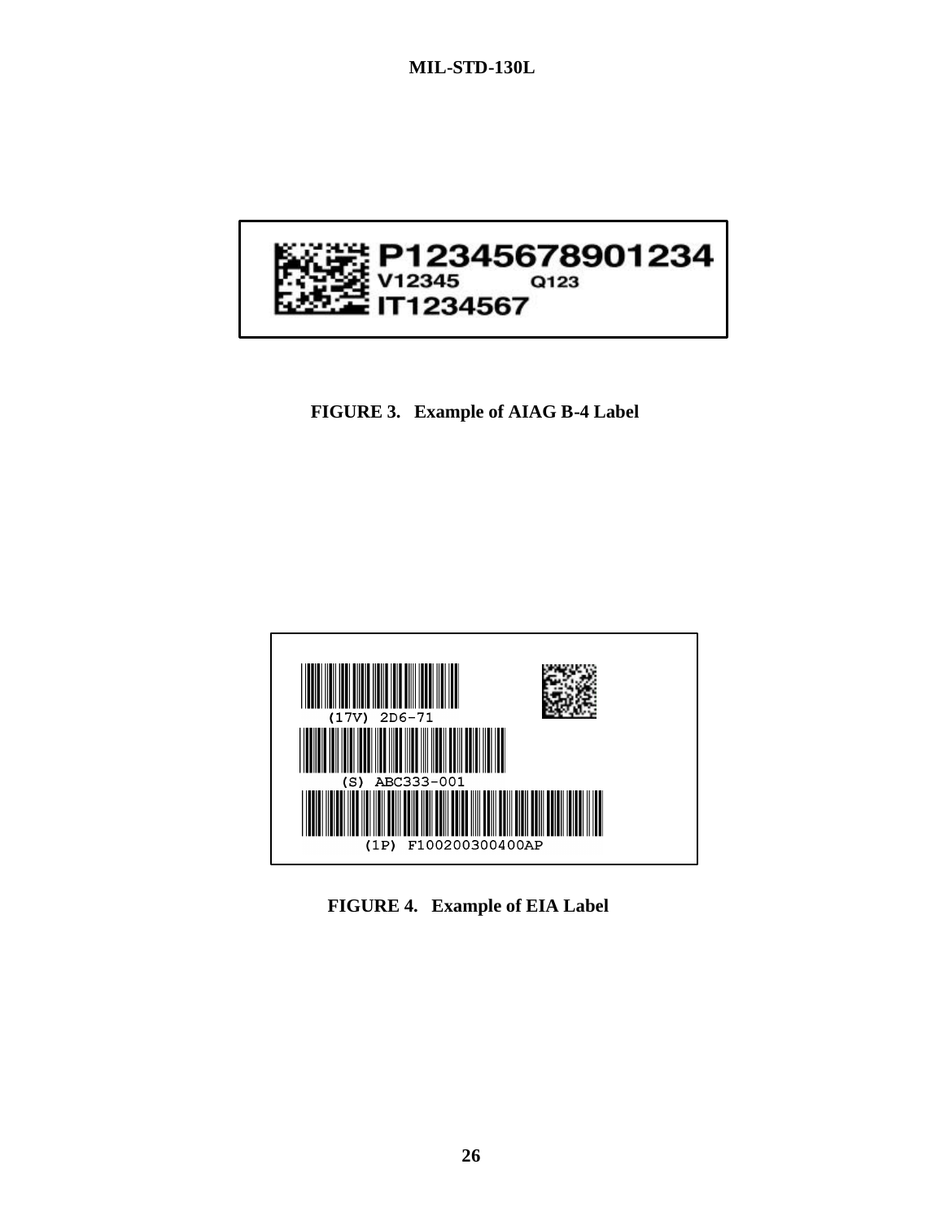P12345678901234
V12345 Q123
IT1234567

**FIGURE 3. Example of AIAG B-4 Label**

(17V) 2D6-71

(S) ABC333-001

(1P) F100200300400AP

**FIGURE 4. Example of EIA Label**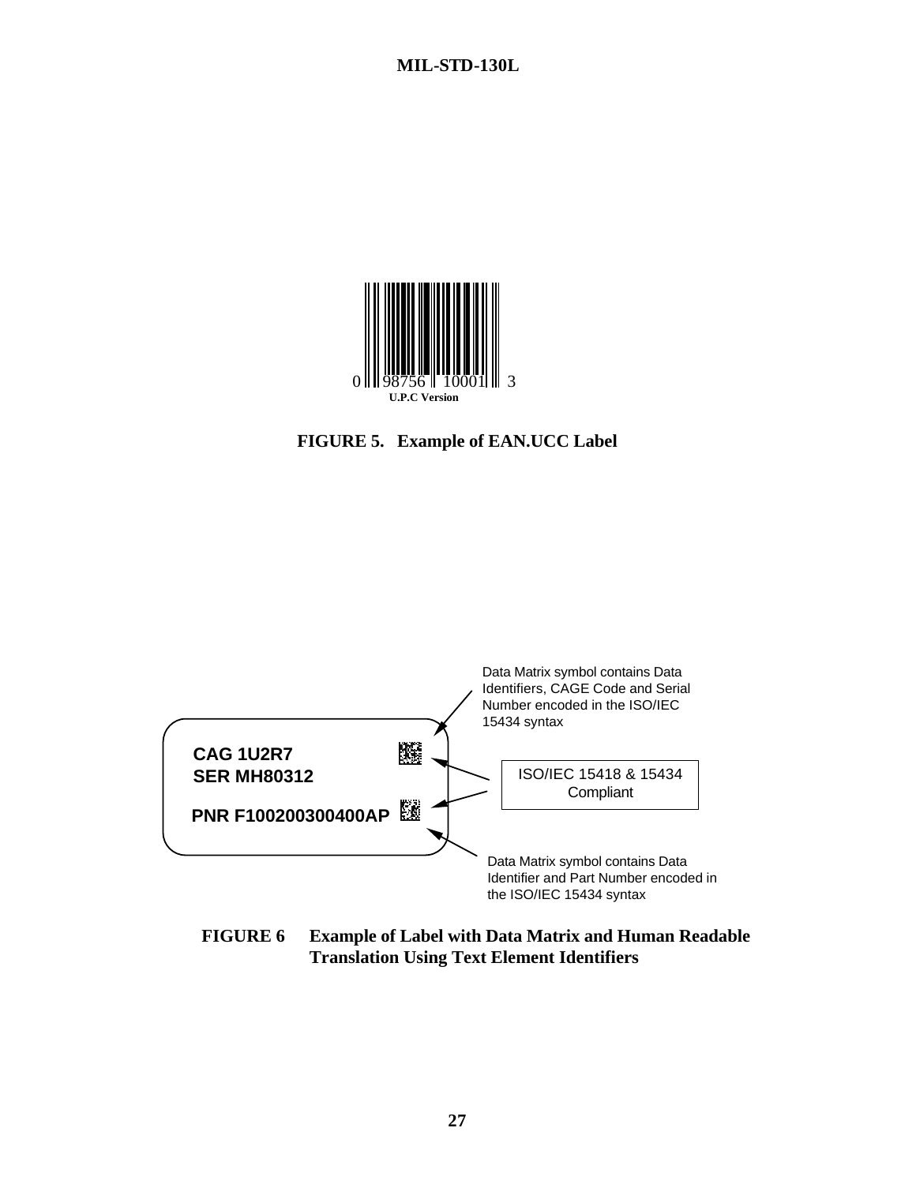0 98756 10001 3

**U.P.C Version**

**FIGURE 5. Example of EAN.UCC Label**

Data Matrix symbol contains Data Identifiers, CAGE Code and Serial Number encoded in the ISO/IEC 15434 syntax

**CAG 1U2R7**
**SER MH80312**

**PNR F100200300400AP**

ISO/IEC 15418 & 15434 Compliant

Data Matrix symbol contains Data Identifier and Part Number encoded in the ISO/IEC 15434 syntax

**FIGURE 6 Example of Label with Data Matrix and Human Readable Translation Using Text Element Identifiers**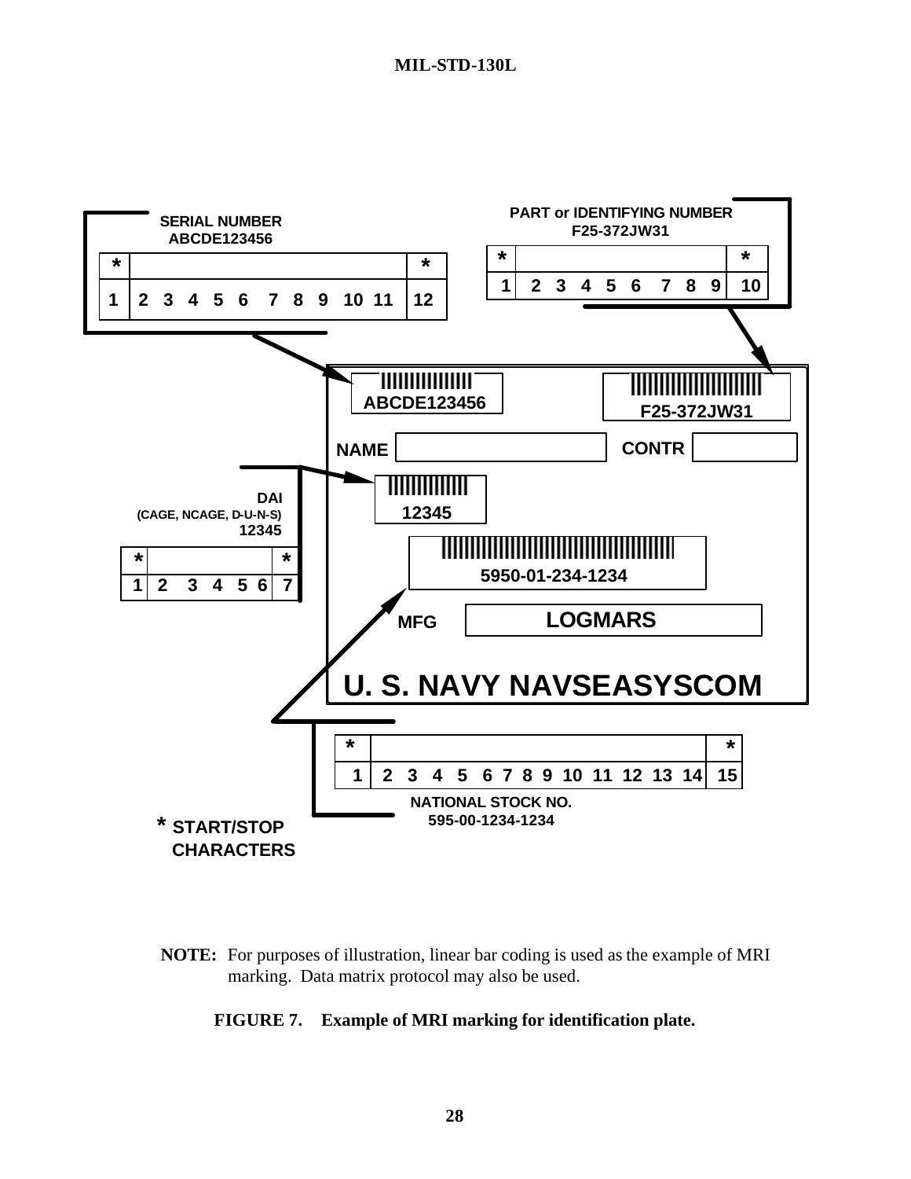SERIAL NUMBER
ABCDE123456

| * | | * |
|---|---|---|
| 1 | 2 3 4 5 6 7 8 9 10 11 | 12 |

PART or IDENTIFYING NUMBER
F25-372JW31

| * | | * |
|---|---|---|
| 1 | 2 3 4 5 6 7 8 9 | 10 |

ABCDE123456

F25-372JW31

NAME

CONTR

DAI
(CAGE, NCAGE, D-U-N-S)
12345

| * | | * |
|---|---|---|
| 1 | 2 3 4 5 6 | 7 |

12345

5950-01-234-1234

MFG

LOGMARS

U. S. NAVY NAVSEASYSCOM

| * | | * |
|---|---|---|
| 1 | 2 3 4 5 6 7 8 9 10 11 12 13 14 | 15 |

NATIONAL STOCK NO.
595-00-1234-1234

* START/STOP CHARACTERS

**NOTE:** For purposes of illustration, linear bar coding is used as the example of MRI marking. Data matrix protocol may also be used.

**FIGURE 7. Example of MRI marking for identification plate.**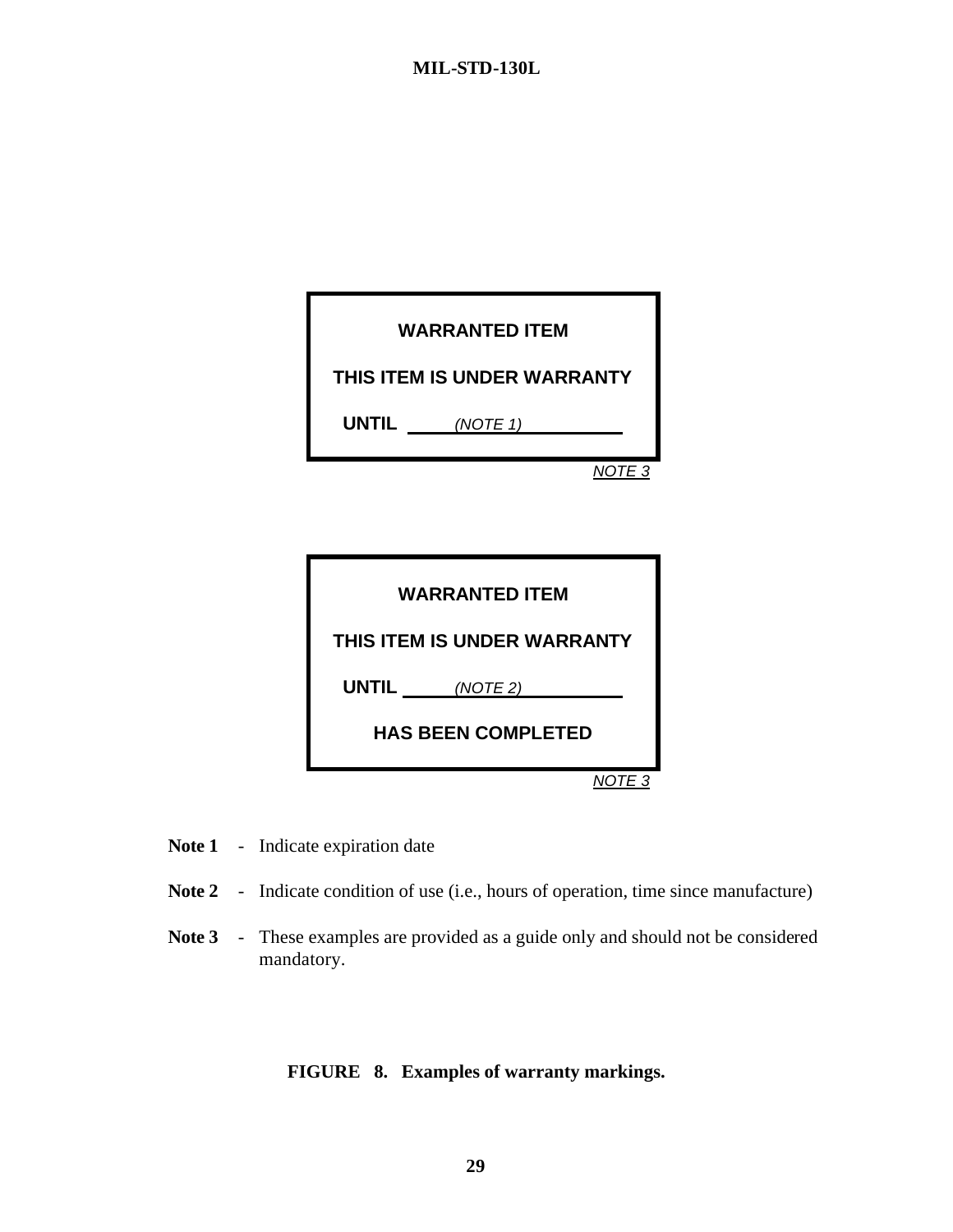**WARRANTED ITEM**

**THIS ITEM IS UNDER WARRANTY**

**UNTIL** ______*(NOTE 1)*___________

*NOTE 3*

**WARRANTED ITEM**

**THIS ITEM IS UNDER WARRANTY**

**UNTIL** ______*(NOTE 2)*___________

**HAS BEEN COMPLETED**

*NOTE 3*

**Note 1** - Indicate expiration date

**Note 2** - Indicate condition of use (i.e., hours of operation, time since manufacture)

**Note 3** - These examples are provided as a guide only and should not be considered mandatory.

**FIGURE 8. Examples of warranty markings.**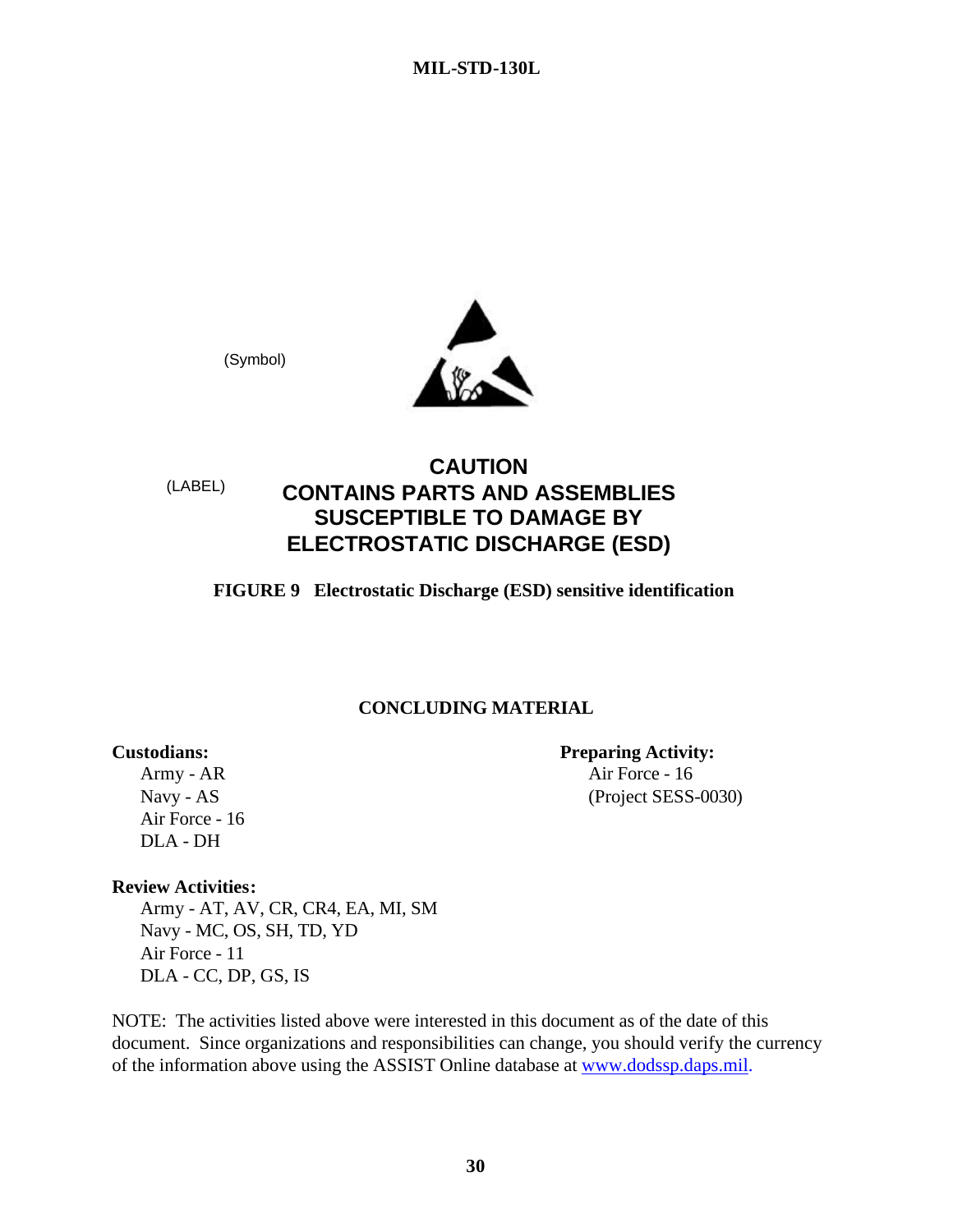(Symbol)

(LABEL)

**CAUTION**
**CONTAINS PARTS AND ASSEMBLIES**
**SUSCEPTIBLE TO DAMAGE BY**
**ELECTROSTATIC DISCHARGE (ESD)**

**FIGURE 9 Electrostatic Discharge (ESD) sensitive identification**

## CONCLUDING MATERIAL

**Custodians:**
Army - AR
Navy - AS
Air Force - 16
DLA - DH

**Preparing Activity:**
Air Force - 16
(Project SESS-0030)

**Review Activities:**
Army - AT, AV, CR, CR4, EA, MI, SM
Navy - MC, OS, SH, TD, YD
Air Force - 11
DLA - CC, DP, GS, IS

NOTE: The activities listed above were interested in this document as of the date of this document. Since organizations and responsibilities can change, you should verify the currency of the information above using the ASSIST Online database at www.dodssp.daps.mil.